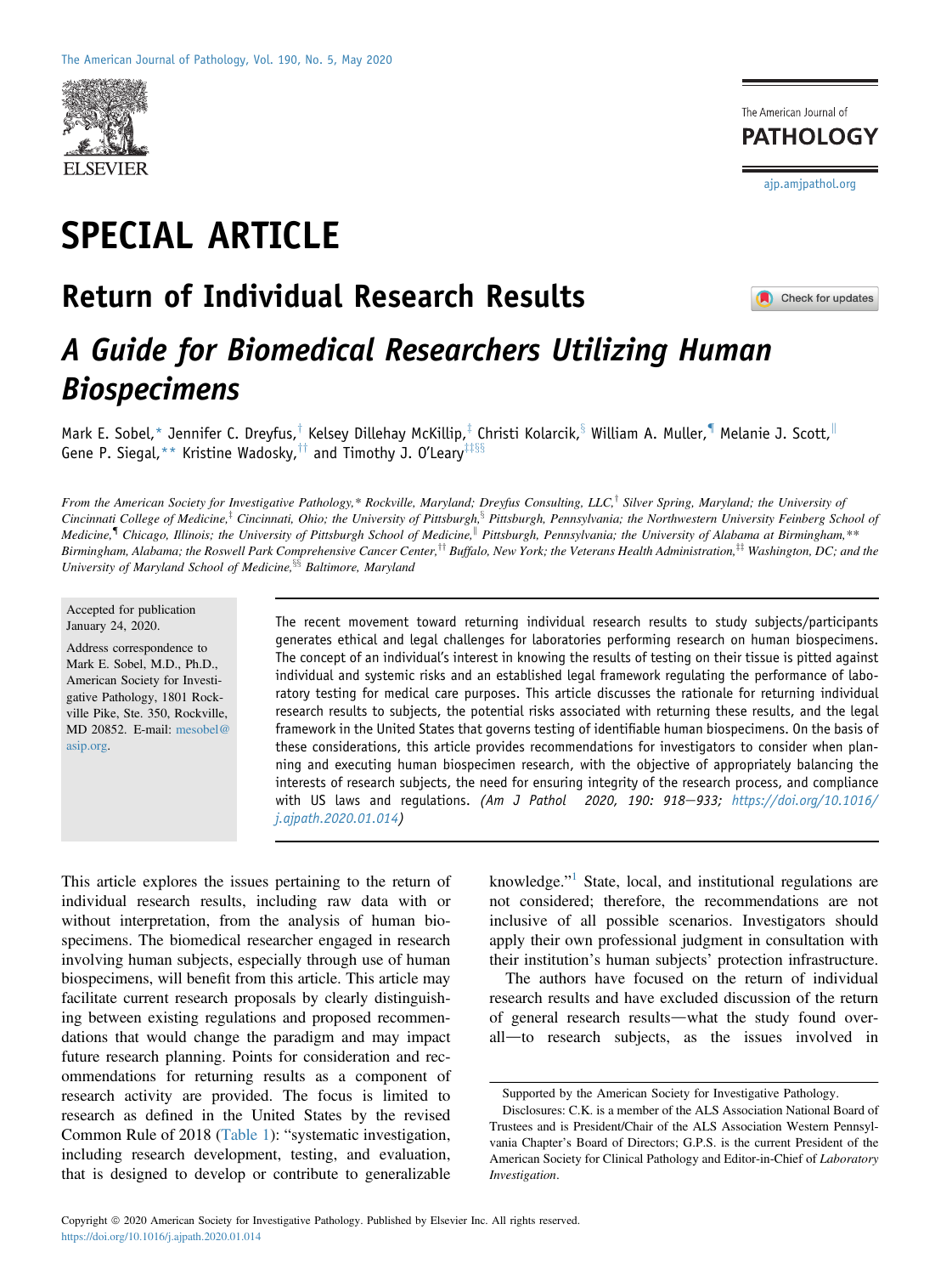# SPECIAL ARTICLE

## Return of Individual Research Results

### *A Guide for Biomedical Researchers Utilizing Human Biospecimens*

Mark E. Sobel,[*] Jennifer C. Dreyfus,[†] Kelsey Dillehay McKillip,[‡] Christi Kolarcik,[§] William A. Muller,[¶] Melanie J. Scott,[‖] Gene P. Siegal,[**] Kristine Wadosky,[††] and Timothy J. O'Leary[‡‡§§]

*From the American Society for Investigative Pathology,[*] Rockville, Maryland; Dreyfus Consulting, LLC,[†] Silver Spring, Maryland; the University of Cincinnati College of Medicine,[‡] Cincinnati, Ohio; the University of Pittsburgh,[§] Pittsburgh, Pennsylvania; the Northwestern University Feinberg School of Medicine,[¶] Chicago, Illinois; the University of Pittsburgh School of Medicine,[‖] Pittsburgh, Pennsylvania; the University of Alabama at Birmingham,[**] Birmingham, Alabama; the Roswell Park Comprehensive Cancer Center,[††] Buffalo, New York; the Veterans Health Administration,[‡‡] Washington, DC; and the University of Maryland School of Medicine,[§§] Baltimore, Maryland*

Accepted for publication January 24, 2020.

Address correspondence to Mark E. Sobel, M.D., Ph.D., American Society for Investigative Pathology, 1801 Rockville Pike, Ste. 350, Rockville, MD 20852. E-mail: mesobel@asip.org.

The recent movement toward returning individual research results to study subjects/participants generates ethical and legal challenges for laboratories performing research on human biospecimens. The concept of an individual's interest in knowing the results of testing on their tissue is pitted against individual and systemic risks and an established legal framework regulating the performance of laboratory testing for medical care purposes. This article discusses the rationale for returning individual research results to subjects, the potential risks associated with returning these results, and the legal framework in the United States that governs testing of identifiable human biospecimens. On the basis of these considerations, this article provides recommendations for investigators to consider when planning and executing human biospecimen research, with the objective of appropriately balancing the interests of research subjects, the need for ensuring integrity of the research process, and compliance with US laws and regulations. *(Am J Pathol 2020, 190: 918–933; https://doi.org/10.1016/j.ajpath.2020.01.014)*

This article explores the issues pertaining to the return of individual research results, including raw data with or without interpretation, from the analysis of human biospecimens. The biomedical researcher engaged in research involving human subjects, especially through use of human biospecimens, will benefit from this article. This article may facilitate current research proposals by clearly distinguishing between existing regulations and proposed recommendations that would change the paradigm and may impact future research planning. Points for consideration and recommendations for returning results as a component of research activity are provided. The focus is limited to research as defined in the United States by the revised Common Rule of 2018 (Table 1): "systematic investigation, including research development, testing, and evaluation, that is designed to develop or contribute to generalizable knowledge."[1] State, local, and institutional regulations are not considered; therefore, the recommendations are not inclusive of all possible scenarios. Investigators should apply their own professional judgment in consultation with their institution's human subjects' protection infrastructure.

The authors have focused on the return of individual research results and have excluded discussion of the return of general research results—what the study found overall—to research subjects, as the issues involved in

Supported by the American Society for Investigative Pathology.

Disclosures: C.K. is a member of the ALS Association National Board of Trustees and is President/Chair of the ALS Association Western Pennsylvania Chapter's Board of Directors; G.P.S. is the current President of the American Society for Clinical Pathology and Editor-in-Chief of *Laboratory Investigation*.

Copyright © 2020 American Society for Investigative Pathology. Published by Elsevier Inc. All rights reserved.
https://doi.org/10.1016/j.ajpath.2020.01.014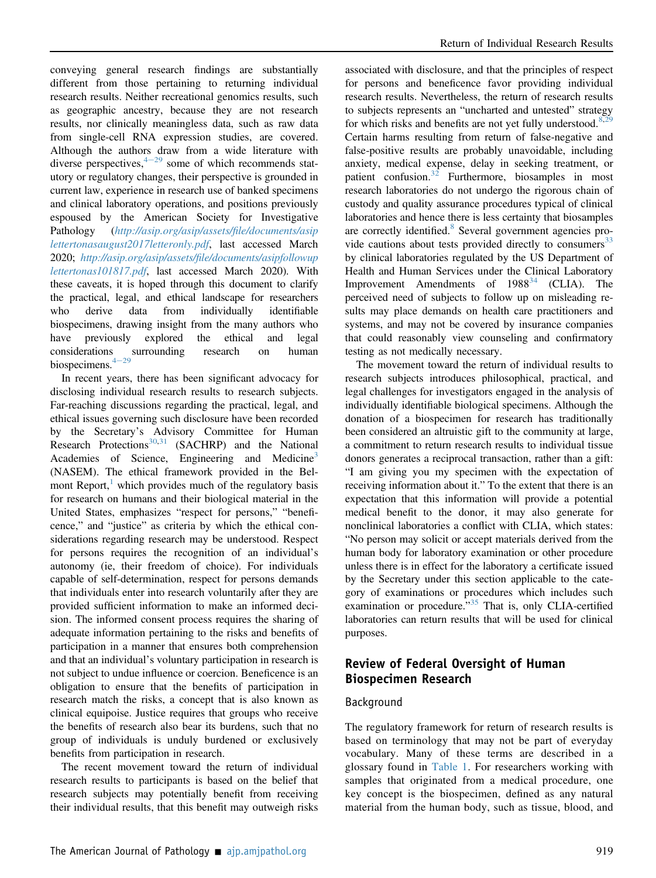conveying general research findings are substantially different from those pertaining to returning individual research results. Neither recreational genomics results, such as geographic ancestry, because they are not research results, nor clinically meaningless data, such as raw data from single-cell RNA expression studies, are covered. Although the authors draw from a wide literature with diverse perspectives,[4−29] some of which recommends statutory or regulatory changes, their perspective is grounded in current law, experience in research use of banked specimens and clinical laboratory operations, and positions previously espoused by the American Society for Investigative Pathology (*http://asip.org/asip/assets/file/documents/asiplettertonasaugust2017letteronly.pdf*, last accessed March 2020; *http://asip.org/asip/assets/file/documents/asipfollowuplettertonas101817.pdf*, last accessed March 2020). With these caveats, it is hoped through this document to clarify the practical, legal, and ethical landscape for researchers who derive data from individually identifiable biospecimens, drawing insight from the many authors who have previously explored the ethical and legal considerations surrounding research on human biospecimens.[4−29]

In recent years, there has been significant advocacy for disclosing individual research results to research subjects. Far-reaching discussions regarding the practical, legal, and ethical issues governing such disclosure have been recorded by the Secretary's Advisory Committee for Human Research Protections[30,31] (SACHRP) and the National Academies of Science, Engineering and Medicine[3] (NASEM). The ethical framework provided in the Belmont Report,[1] which provides much of the regulatory basis for research on humans and their biological material in the United States, emphasizes "respect for persons," "beneficence," and "justice" as criteria by which the ethical considerations regarding research may be understood. Respect for persons requires the recognition of an individual's autonomy (ie, their freedom of choice). For individuals capable of self-determination, respect for persons demands that individuals enter into research voluntarily after they are provided sufficient information to make an informed decision. The informed consent process requires the sharing of adequate information pertaining to the risks and benefits of participation in a manner that ensures both comprehension and that an individual's voluntary participation in research is not subject to undue influence or coercion. Beneficence is an obligation to ensure that the benefits of participation in research match the risks, a concept that is also known as clinical equipoise. Justice requires that groups who receive the benefits of research also bear its burdens, such that no group of individuals is unduly burdened or exclusively benefits from participation in research.

The recent movement toward the return of individual research results to participants is based on the belief that research subjects may potentially benefit from receiving their individual results, that this benefit may outweigh risks associated with disclosure, and that the principles of respect for persons and beneficence favor providing individual research results. Nevertheless, the return of research results to subjects represents an "uncharted and untested" strategy for which risks and benefits are not yet fully understood.[8,29] Certain harms resulting from return of false-negative and false-positive results are probably unavoidable, including anxiety, medical expense, delay in seeking treatment, or patient confusion.[32] Furthermore, biosamples in most research laboratories do not undergo the rigorous chain of custody and quality assurance procedures typical of clinical laboratories and hence there is less certainty that biosamples are correctly identified.[8] Several government agencies provide cautions about tests provided directly to consumers[33] by clinical laboratories regulated by the US Department of Health and Human Services under the Clinical Laboratory Improvement Amendments of 1988[34] (CLIA). The perceived need of subjects to follow up on misleading results may place demands on health care practitioners and systems, and may not be covered by insurance companies that could reasonably view counseling and confirmatory testing as not medically necessary.

The movement toward the return of individual results to research subjects introduces philosophical, practical, and legal challenges for investigators engaged in the analysis of individually identifiable biological specimens. Although the donation of a biospecimen for research has traditionally been considered an altruistic gift to the community at large, a commitment to return research results to individual tissue donors generates a reciprocal transaction, rather than a gift: "I am giving you my specimen with the expectation of receiving information about it." To the extent that there is an expectation that this information will provide a potential medical benefit to the donor, it may also generate for nonclinical laboratories a conflict with CLIA, which states: "No person may solicit or accept materials derived from the human body for laboratory examination or other procedure unless there is in effect for the laboratory a certificate issued by the Secretary under this section applicable to the category of examinations or procedures which includes such examination or procedure."[35] That is, only CLIA-certified laboratories can return results that will be used for clinical purposes.

## Review of Federal Oversight of Human Biospecimen Research

### Background

The regulatory framework for return of research results is based on terminology that may not be part of everyday vocabulary. Many of these terms are described in a glossary found in Table 1. For researchers working with samples that originated from a medical procedure, one key concept is the biospecimen, defined as any natural material from the human body, such as tissue, blood, and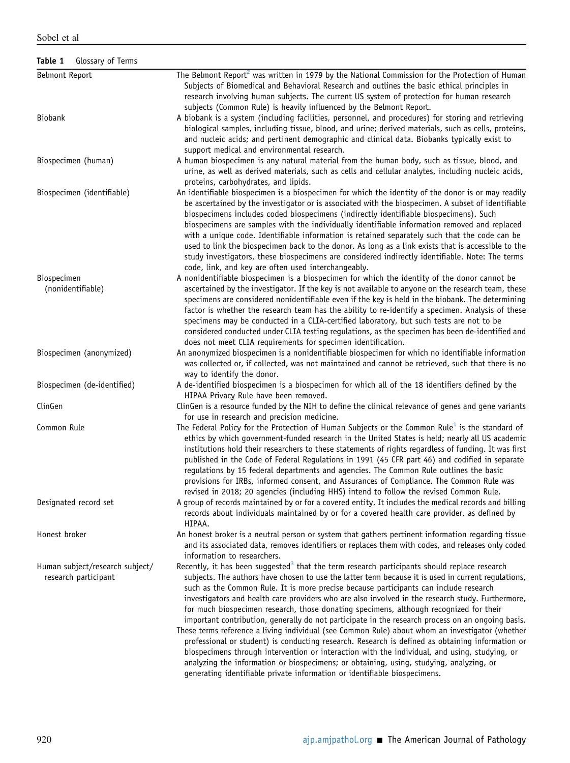**Table 1** Glossary of Terms

| Term | Definition |
|---|---|
| Belmont Report | The Belmont Report[2] was written in 1979 by the National Commission for the Protection of Human Subjects of Biomedical and Behavioral Research and outlines the basic ethical principles in research involving human subjects. The current US system of protection for human research subjects (Common Rule) is heavily influenced by the Belmont Report. |
| Biobank | A biobank is a system (including facilities, personnel, and procedures) for storing and retrieving biological samples, including tissue, blood, and urine; derived materials, such as cells, proteins, and nucleic acids; and pertinent demographic and clinical data. Biobanks typically exist to support medical and environmental research. |
| Biospecimen (human) | A human biospecimen is any natural material from the human body, such as tissue, blood, and urine, as well as derived materials, such as cells and cellular analytes, including nucleic acids, proteins, carbohydrates, and lipids. |
| Biospecimen (identifiable) | An identifiable biospecimen is a biospecimen for which the identity of the donor is or may readily be ascertained by the investigator or is associated with the biospecimen. A subset of identifiable biospecimens includes coded biospecimens (indirectly identifiable biospecimens). Such biospecimens are samples with the individually identifiable information removed and replaced with a unique code. Identifiable information is retained separately such that the code can be used to link the biospecimen back to the donor. As long as a link exists that is accessible to the study investigators, these biospecimens are considered indirectly identifiable. Note: The terms code, link, and key are often used interchangeably. |
| Biospecimen (nonidentifiable) | A nonidentifiable biospecimen is a biospecimen for which the identity of the donor cannot be ascertained by the investigator. If the key is not available to anyone on the research team, these specimens are considered nonidentifiable even if the key is held in the biobank. The determining factor is whether the research team has the ability to re-identify a specimen. Analysis of these specimens may be conducted in a CLIA-certified laboratory, but such tests are not to be considered conducted under CLIA testing regulations, as the specimen has been de-identified and does not meet CLIA requirements for specimen identification. |
| Biospecimen (anonymized) | An anonymized biospecimen is a nonidentifiable biospecimen for which no identifiable information was collected or, if collected, was not maintained and cannot be retrieved, such that there is no way to identify the donor. |
| Biospecimen (de-identified) | A de-identified biospecimen is a biospecimen for which all of the 18 identifiers defined by the HIPAA Privacy Rule have been removed. |
| ClinGen | ClinGen is a resource funded by the NIH to define the clinical relevance of genes and gene variants for use in research and precision medicine. |
| Common Rule | The Federal Policy for the Protection of Human Subjects or the Common Rule[1] is the standard of ethics by which government-funded research in the United States is held; nearly all US academic institutions hold their researchers to these statements of rights regardless of funding. It was first published in the Code of Federal Regulations in 1991 (45 CFR part 46) and codified in separate regulations by 15 federal departments and agencies. The Common Rule outlines the basic provisions for IRBs, informed consent, and Assurances of Compliance. The Common Rule was revised in 2018; 20 agencies (including HHS) intend to follow the revised Common Rule. |
| Designated record set | A group of records maintained by or for a covered entity. It includes the medical records and billing records about individuals maintained by or for a covered health care provider, as defined by HIPAA. |
| Honest broker | An honest broker is a neutral person or system that gathers pertinent information regarding tissue and its associated data, removes identifiers or replaces them with codes, and releases only coded information to researchers. |
| Human subject/research subject/ research participant | Recently, it has been suggested[3] that the term research participants should replace research subjects. The authors have chosen to use the latter term because it is used in current regulations, such as the Common Rule. It is more precise because participants can include research investigators and health care providers who are also involved in the research study. Furthermore, for much biospecimen research, those donating specimens, although recognized for their important contribution, generally do not participate in the research process on an ongoing basis. These terms reference a living individual (see Common Rule) about whom an investigator (whether professional or student) is conducting research. Research is defined as obtaining information or biospecimens through intervention or interaction with the individual, and using, studying, or analyzing the information or biospecimens; or obtaining, using, studying, analyzing, or generating identifiable private information or identifiable biospecimens. |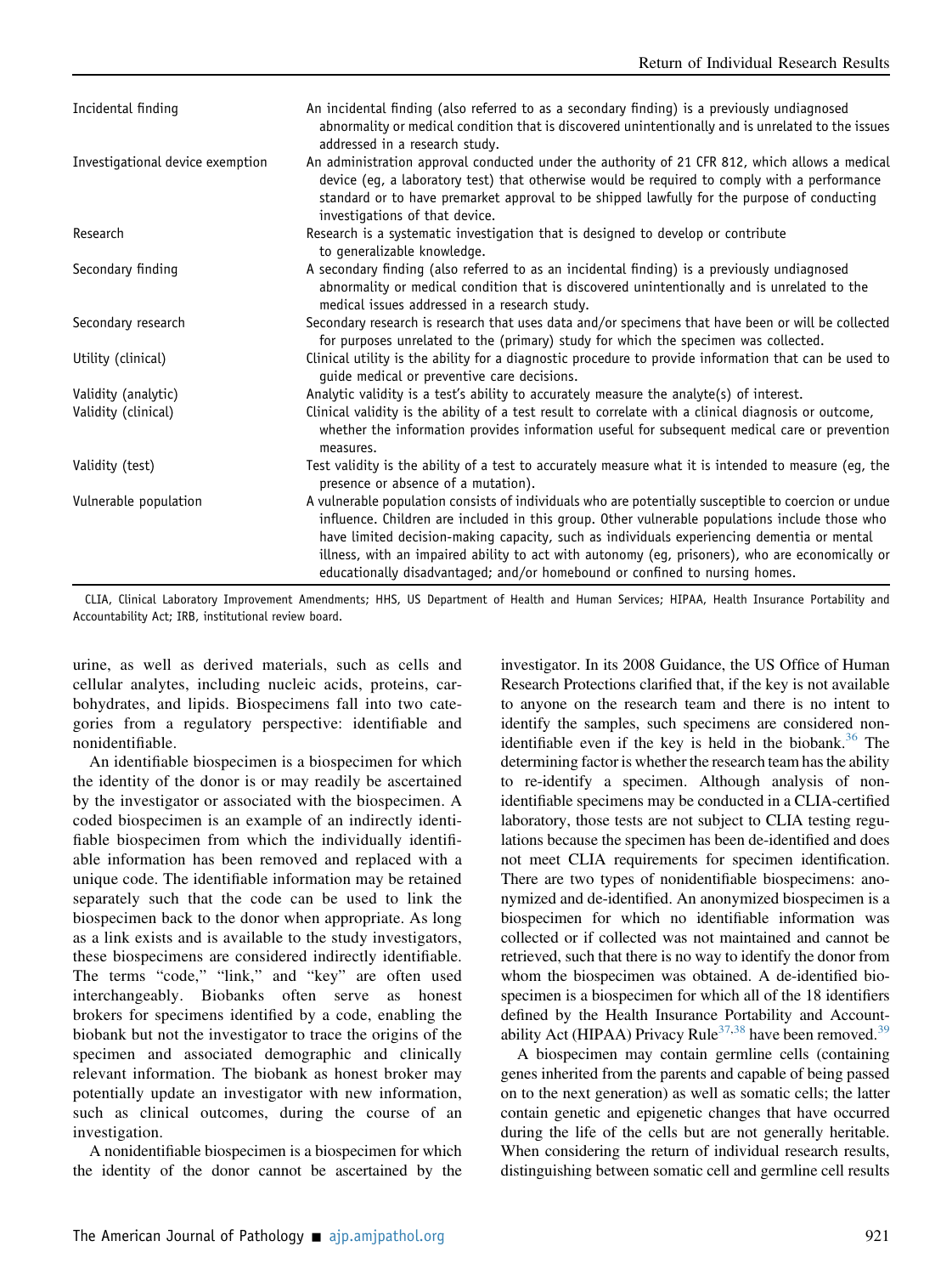| | |
|---|---|
| Incidental finding | An incidental finding (also referred to as a secondary finding) is a previously undiagnosed abnormality or medical condition that is discovered unintentionally and is unrelated to the issues addressed in a research study. |
| Investigational device exemption | An administration approval conducted under the authority of 21 CFR 812, which allows a medical device (eg, a laboratory test) that otherwise would be required to comply with a performance standard or to have premarket approval to be shipped lawfully for the purpose of conducting investigations of that device. |
| Research | Research is a systematic investigation that is designed to develop or contribute to generalizable knowledge. |
| Secondary finding | A secondary finding (also referred to as an incidental finding) is a previously undiagnosed abnormality or medical condition that is discovered unintentionally and is unrelated to the medical issues addressed in a research study. |
| Secondary research | Secondary research is research that uses data and/or specimens that have been or will be collected for purposes unrelated to the (primary) study for which the specimen was collected. |
| Utility (clinical) | Clinical utility is the ability for a diagnostic procedure to provide information that can be used to guide medical or preventive care decisions. |
| Validity (analytic) | Analytic validity is a test's ability to accurately measure the analyte(s) of interest. |
| Validity (clinical) | Clinical validity is the ability of a test result to correlate with a clinical diagnosis or outcome, whether the information provides information useful for subsequent medical care or prevention measures. |
| Validity (test) | Test validity is the ability of a test to accurately measure what it is intended to measure (eg, the presence or absence of a mutation). |
| Vulnerable population | A vulnerable population consists of individuals who are potentially susceptible to coercion or undue influence. Children are included in this group. Other vulnerable populations include those who have limited decision-making capacity, such as individuals experiencing dementia or mental illness, with an impaired ability to act with autonomy (eg, prisoners), who are economically or educationally disadvantaged; and/or homebound or confined to nursing homes. |

CLIA, Clinical Laboratory Improvement Amendments; HHS, US Department of Health and Human Services; HIPAA, Health Insurance Portability and Accountability Act; IRB, institutional review board.

urine, as well as derived materials, such as cells and cellular analytes, including nucleic acids, proteins, carbohydrates, and lipids. Biospecimens fall into two categories from a regulatory perspective: identifiable and nonidentifiable.

An identifiable biospecimen is a biospecimen for which the identity of the donor is or may readily be ascertained by the investigator or associated with the biospecimen. A coded biospecimen is an example of an indirectly identifiable biospecimen from which the individually identifiable information has been removed and replaced with a unique code. The identifiable information may be retained separately such that the code can be used to link the biospecimen back to the donor when appropriate. As long as a link exists and is available to the study investigators, these biospecimens are considered indirectly identifiable. The terms "code," "link," and "key" are often used interchangeably. Biobanks often serve as honest brokers for specimens identified by a code, enabling the biobank but not the investigator to trace the origins of the specimen and associated demographic and clinically relevant information. The biobank as honest broker may potentially update an investigator with new information, such as clinical outcomes, during the course of an investigation.

A nonidentifiable biospecimen is a biospecimen for which the identity of the donor cannot be ascertained by the investigator. In its 2008 Guidance, the US Office of Human Research Protections clarified that, if the key is not available to anyone on the research team and there is no intent to identify the samples, such specimens are considered nonidentifiable even if the key is held in the biobank.[36] The determining factor is whether the research team has the ability to re-identify a specimen. Although analysis of nonidentifiable specimens may be conducted in a CLIA-certified laboratory, those tests are not subject to CLIA testing regulations because the specimen has been de-identified and does not meet CLIA requirements for specimen identification. There are two types of nonidentifiable biospecimens: anonymized and de-identified. An anonymized biospecimen is a biospecimen for which no identifiable information was collected or if collected was not maintained and cannot be retrieved, such that there is no way to identify the donor from whom the biospecimen was obtained. A de-identified biospecimen is a biospecimen for which all of the 18 identifiers defined by the Health Insurance Portability and Accountability Act (HIPAA) Privacy Rule[37,38] have been removed.[39]

A biospecimen may contain germline cells (containing genes inherited from the parents and capable of being passed on to the next generation) as well as somatic cells; the latter contain genetic and epigenetic changes that have occurred during the life of the cells but are not generally heritable. When considering the return of individual research results, distinguishing between somatic cell and germline cell results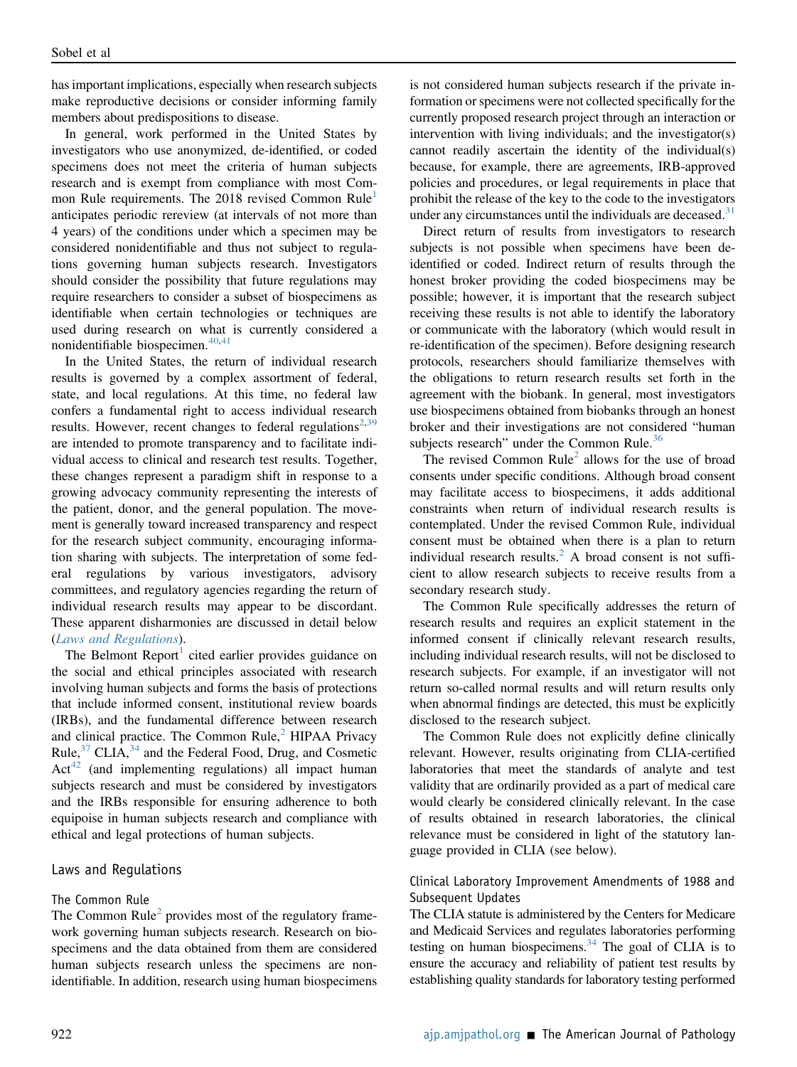has important implications, especially when research subjects make reproductive decisions or consider informing family members about predispositions to disease.

In general, work performed in the United States by investigators who use anonymized, de-identified, or coded specimens does not meet the criteria of human subjects research and is exempt from compliance with most Common Rule requirements. The 2018 revised Common Rule[1] anticipates periodic rereview (at intervals of not more than 4 years) of the conditions under which a specimen may be considered nonidentifiable and thus not subject to regulations governing human subjects research. Investigators should consider the possibility that future regulations may require researchers to consider a subset of biospecimens as identifiable when certain technologies or techniques are used during research on what is currently considered a nonidentifiable biospecimen.[40,41]

In the United States, the return of individual research results is governed by a complex assortment of federal, state, and local regulations. At this time, no federal law confers a fundamental right to access individual research results. However, recent changes to federal regulations[2,39] are intended to promote transparency and to facilitate individual access to clinical and research test results. Together, these changes represent a paradigm shift in response to a growing advocacy community representing the interests of the patient, donor, and the general population. The movement is generally toward increased transparency and respect for the research subject community, encouraging information sharing with subjects. The interpretation of some federal regulations by various investigators, advisory committees, and regulatory agencies regarding the return of individual research results may appear to be discordant. These apparent disharmonies are discussed in detail below (*Laws and Regulations*).

The Belmont Report[1] cited earlier provides guidance on the social and ethical principles associated with research involving human subjects and forms the basis of protections that include informed consent, institutional review boards (IRBs), and the fundamental difference between research and clinical practice. The Common Rule,[2] HIPAA Privacy Rule,[37] CLIA,[34] and the Federal Food, Drug, and Cosmetic Act[42] (and implementing regulations) all impact human subjects research and must be considered by investigators and the IRBs responsible for ensuring adherence to both equipoise in human subjects research and compliance with ethical and legal protections of human subjects.

## Laws and Regulations

### The Common Rule

The Common Rule[2] provides most of the regulatory framework governing human subjects research. Research on biospecimens and the data obtained from them are considered human subjects research unless the specimens are nonidentifiable. In addition, research using human biospecimens is not considered human subjects research if the private information or specimens were not collected specifically for the currently proposed research project through an interaction or intervention with living individuals; and the investigator(s) cannot readily ascertain the identity of the individual(s) because, for example, there are agreements, IRB-approved policies and procedures, or legal requirements in place that prohibit the release of the key to the code to the investigators under any circumstances until the individuals are deceased.[31]

Direct return of results from investigators to research subjects is not possible when specimens have been de-identified or coded. Indirect return of results through the honest broker providing the coded biospecimens may be possible; however, it is important that the research subject receiving these results is not able to identify the laboratory or communicate with the laboratory (which would result in re-identification of the specimen). Before designing research protocols, researchers should familiarize themselves with the obligations to return research results set forth in the agreement with the biobank. In general, most investigators use biospecimens obtained from biobanks through an honest broker and their investigations are not considered "human subjects research" under the Common Rule.[36]

The revised Common Rule[2] allows for the use of broad consents under specific conditions. Although broad consent may facilitate access to biospecimens, it adds additional constraints when return of individual research results is contemplated. Under the revised Common Rule, individual consent must be obtained when there is a plan to return individual research results.[2] A broad consent is not sufficient to allow research subjects to receive results from a secondary research study.

The Common Rule specifically addresses the return of research results and requires an explicit statement in the informed consent if clinically relevant research results, including individual research results, will not be disclosed to research subjects. For example, if an investigator will not return so-called normal results and will return results only when abnormal findings are detected, this must be explicitly disclosed to the research subject.

The Common Rule does not explicitly define clinically relevant. However, results originating from CLIA-certified laboratories that meet the standards of analyte and test validity that are ordinarily provided as a part of medical care would clearly be considered clinically relevant. In the case of results obtained in research laboratories, the clinical relevance must be considered in light of the statutory language provided in CLIA (see below).

### Clinical Laboratory Improvement Amendments of 1988 and Subsequent Updates

The CLIA statute is administered by the Centers for Medicare and Medicaid Services and regulates laboratories performing testing on human biospecimens.[34] The goal of CLIA is to ensure the accuracy and reliability of patient test results by establishing quality standards for laboratory testing performed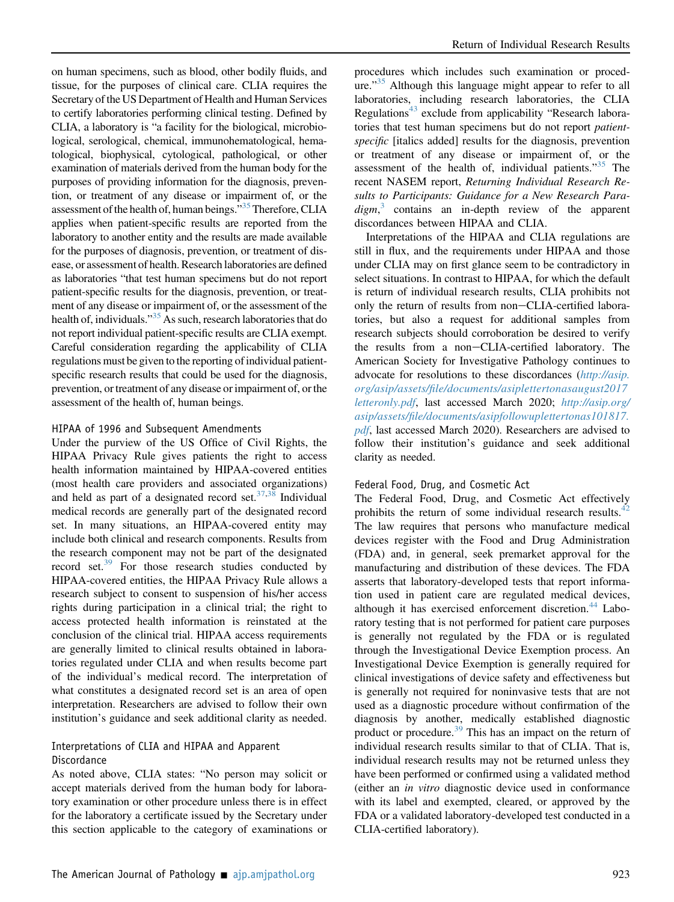on human specimens, such as blood, other bodily fluids, and tissue, for the purposes of clinical care. CLIA requires the Secretary of the US Department of Health and Human Services to certify laboratories performing clinical testing. Defined by CLIA, a laboratory is "a facility for the biological, microbiological, serological, chemical, immunohematological, hematological, biophysical, cytological, pathological, or other examination of materials derived from the human body for the purposes of providing information for the diagnosis, prevention, or treatment of any disease or impairment of, or the assessment of the health of, human beings."[35] Therefore, CLIA applies when patient-specific results are reported from the laboratory to another entity and the results are made available for the purposes of diagnosis, prevention, or treatment of disease, or assessment of health. Research laboratories are defined as laboratories "that test human specimens but do not report patient-specific results for the diagnosis, prevention, or treatment of any disease or impairment of, or the assessment of the health of, individuals."[35] As such, research laboratories that do not report individual patient-specific results are CLIA exempt. Careful consideration regarding the applicability of CLIA regulations must be given to the reporting of individual patient-specific research results that could be used for the diagnosis, prevention, or treatment of any disease or impairment of, or the assessment of the health of, human beings.

### HIPAA of 1996 and Subsequent Amendments

Under the purview of the US Office of Civil Rights, the HIPAA Privacy Rule gives patients the right to access health information maintained by HIPAA-covered entities (most health care providers and associated organizations) and held as part of a designated record set.[37,38] Individual medical records are generally part of the designated record set. In many situations, an HIPAA-covered entity may include both clinical and research components. Results from the research component may not be part of the designated record set.[39] For those research studies conducted by HIPAA-covered entities, the HIPAA Privacy Rule allows a research subject to consent to suspension of his/her access rights during participation in a clinical trial; the right to access protected health information is reinstated at the conclusion of the clinical trial. HIPAA access requirements are generally limited to clinical results obtained in laboratories regulated under CLIA and when results become part of the individual's medical record. The interpretation of what constitutes a designated record set is an area of open interpretation. Researchers are advised to follow their own institution's guidance and seek additional clarity as needed.

### Interpretations of CLIA and HIPAA and Apparent Discordance

As noted above, CLIA states: "No person may solicit or accept materials derived from the human body for laboratory examination or other procedure unless there is in effect for the laboratory a certificate issued by the Secretary under this section applicable to the category of examinations or procedures which includes such examination or procedure."[35] Although this language might appear to refer to all laboratories, including research laboratories, the CLIA Regulations[43] exclude from applicability "Research laboratories that test human specimens but do not report *patient-specific* [italics added] results for the diagnosis, prevention or treatment of any disease or impairment of, or the assessment of the health of, individual patients."[35] The recent NASEM report, *Returning Individual Research Results to Participants: Guidance for a New Research Paradigm*,[3] contains an in-depth review of the apparent discordances between HIPAA and CLIA.

Interpretations of the HIPAA and CLIA regulations are still in flux, and the requirements under HIPAA and those under CLIA may on first glance seem to be contradictory in select situations. In contrast to HIPAA, for which the default is return of individual research results, CLIA prohibits not only the return of results from non−CLIA-certified laboratories, but also a request for additional samples from research subjects should corroboration be desired to verify the results from a non−CLIA-certified laboratory. The American Society for Investigative Pathology continues to advocate for resolutions to these discordances (*http://asip.org/asip/assets/file/documents/asiplettertonasaugust2017letteronly.pdf*, last accessed March 2020; *http://asip.org/asip/assets/file/documents/asipfollowuplettertonas101817.pdf*, last accessed March 2020). Researchers are advised to follow their institution's guidance and seek additional clarity as needed.

### Federal Food, Drug, and Cosmetic Act

The Federal Food, Drug, and Cosmetic Act effectively prohibits the return of some individual research results.[42] The law requires that persons who manufacture medical devices register with the Food and Drug Administration (FDA) and, in general, seek premarket approval for the manufacturing and distribution of these devices. The FDA asserts that laboratory-developed tests that report information used in patient care are regulated medical devices, although it has exercised enforcement discretion.[44] Laboratory testing that is not performed for patient care purposes is generally not regulated by the FDA or is regulated through the Investigational Device Exemption process. An Investigational Device Exemption is generally required for clinical investigations of device safety and effectiveness but is generally not required for noninvasive tests that are not used as a diagnostic procedure without confirmation of the diagnosis by another, medically established diagnostic product or procedure.[39] This has an impact on the return of individual research results similar to that of CLIA. That is, individual research results may not be returned unless they have been performed or confirmed using a validated method (either an *in vitro* diagnostic device used in conformance with its label and exempted, cleared, or approved by the FDA or a validated laboratory-developed test conducted in a CLIA-certified laboratory).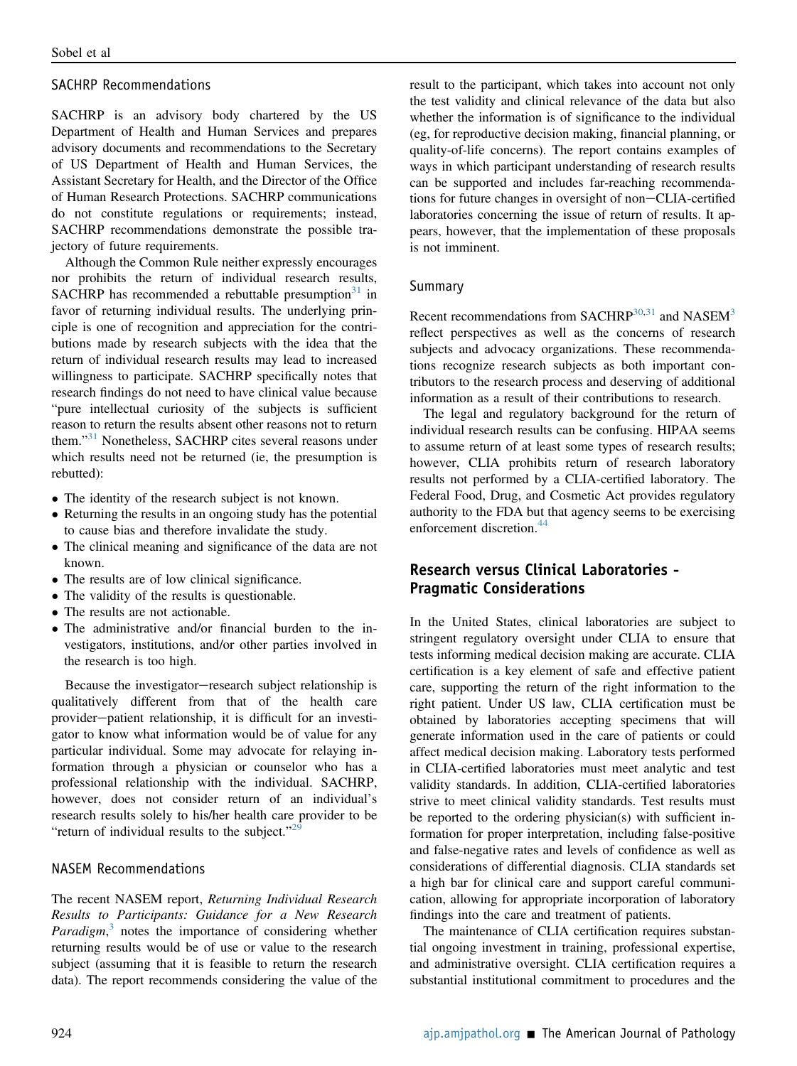### SACHRP Recommendations

SACHRP is an advisory body chartered by the US Department of Health and Human Services and prepares advisory documents and recommendations to the Secretary of US Department of Health and Human Services, the Assistant Secretary for Health, and the Director of the Office of Human Research Protections. SACHRP communications do not constitute regulations or requirements; instead, SACHRP recommendations demonstrate the possible trajectory of future requirements.

Although the Common Rule neither expressly encourages nor prohibits the return of individual research results, SACHRP has recommended a rebuttable presumption[31] in favor of returning individual results. The underlying principle is one of recognition and appreciation for the contributions made by research subjects with the idea that the return of individual research results may lead to increased willingness to participate. SACHRP specifically notes that research findings do not need to have clinical value because "pure intellectual curiosity of the subjects is sufficient reason to return the results absent other reasons not to return them."[31] Nonetheless, SACHRP cites several reasons under which results need not be returned (ie, the presumption is rebutted):

- The identity of the research subject is not known.
- Returning the results in an ongoing study has the potential to cause bias and therefore invalidate the study.
- The clinical meaning and significance of the data are not known.
- The results are of low clinical significance.
- The validity of the results is questionable.
- The results are not actionable.
- The administrative and/or financial burden to the investigators, institutions, and/or other parties involved in the research is too high.

Because the investigator−research subject relationship is qualitatively different from that of the health care provider−patient relationship, it is difficult for an investigator to know what information would be of value for any particular individual. Some may advocate for relaying information through a physician or counselor who has a professional relationship with the individual. SACHRP, however, does not consider return of an individual's research results solely to his/her health care provider to be "return of individual results to the subject."[29]

### NASEM Recommendations

The recent NASEM report, *Returning Individual Research Results to Participants: Guidance for a New Research Paradigm*,[3] notes the importance of considering whether returning results would be of use or value to the research subject (assuming that it is feasible to return the research data). The report recommends considering the value of the result to the participant, which takes into account not only the test validity and clinical relevance of the data but also whether the information is of significance to the individual (eg, for reproductive decision making, financial planning, or quality-of-life concerns). The report contains examples of ways in which participant understanding of research results can be supported and includes far-reaching recommendations for future changes in oversight of non−CLIA-certified laboratories concerning the issue of return of results. It appears, however, that the implementation of these proposals is not imminent.

### Summary

Recent recommendations from SACHRP[30,31] and NASEM[3] reflect perspectives as well as the concerns of research subjects and advocacy organizations. These recommendations recognize research subjects as both important contributors to the research process and deserving of additional information as a result of their contributions to research.

The legal and regulatory background for the return of individual research results can be confusing. HIPAA seems to assume return of at least some types of research results; however, CLIA prohibits return of research laboratory results not performed by a CLIA-certified laboratory. The Federal Food, Drug, and Cosmetic Act provides regulatory authority to the FDA but that agency seems to be exercising enforcement discretion.[44]

## Research versus Clinical Laboratories - Pragmatic Considerations

In the United States, clinical laboratories are subject to stringent regulatory oversight under CLIA to ensure that tests informing medical decision making are accurate. CLIA certification is a key element of safe and effective patient care, supporting the return of the right information to the right patient. Under US law, CLIA certification must be obtained by laboratories accepting specimens that will generate information used in the care of patients or could affect medical decision making. Laboratory tests performed in CLIA-certified laboratories must meet analytic and test validity standards. In addition, CLIA-certified laboratories strive to meet clinical validity standards. Test results must be reported to the ordering physician(s) with sufficient information for proper interpretation, including false-positive and false-negative rates and levels of confidence as well as considerations of differential diagnosis. CLIA standards set a high bar for clinical care and support careful communication, allowing for appropriate incorporation of laboratory findings into the care and treatment of patients.

The maintenance of CLIA certification requires substantial ongoing investment in training, professional expertise, and administrative oversight. CLIA certification requires a substantial institutional commitment to procedures and the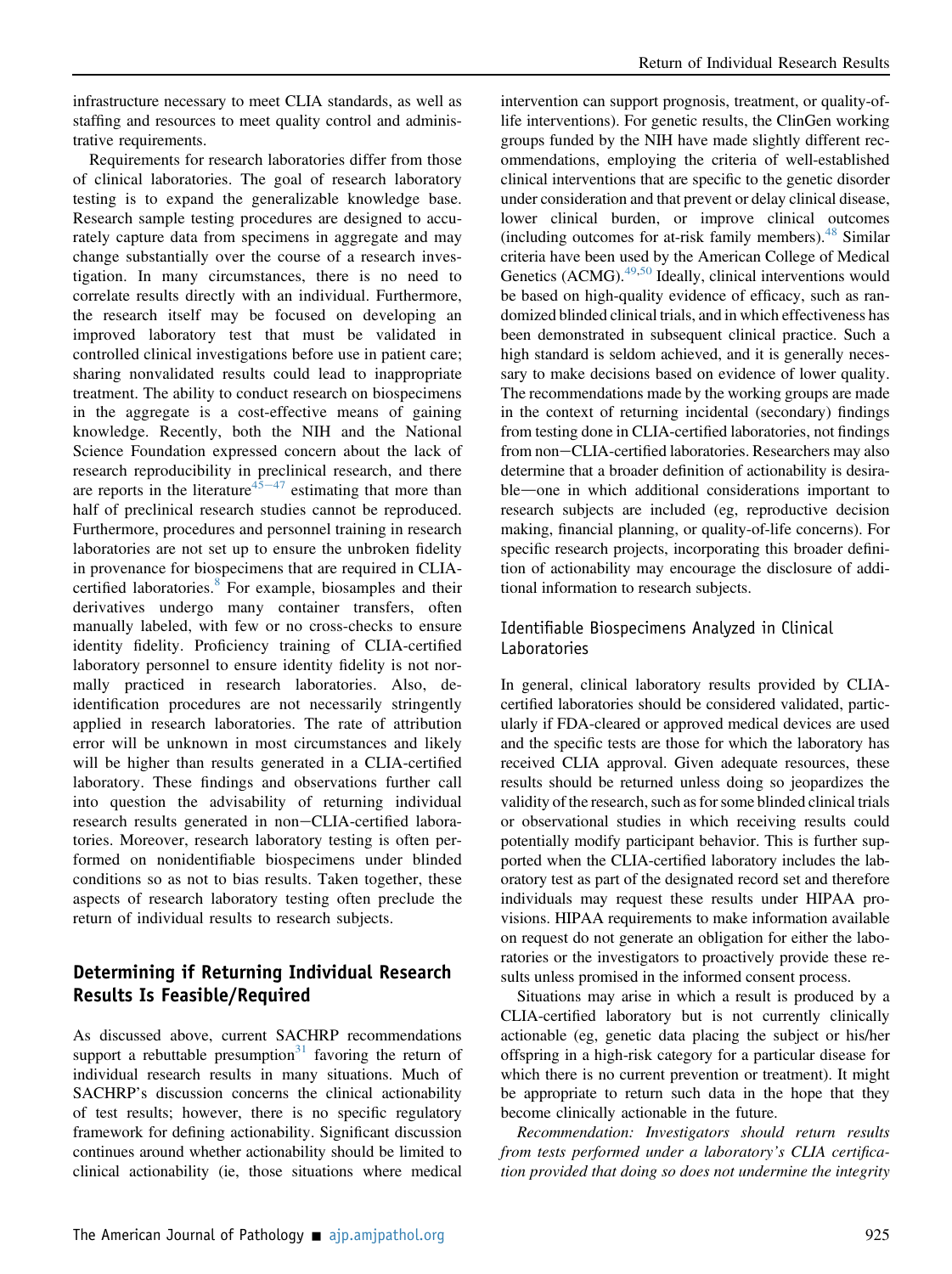infrastructure necessary to meet CLIA standards, as well as staffing and resources to meet quality control and administrative requirements.

Requirements for research laboratories differ from those of clinical laboratories. The goal of research laboratory testing is to expand the generalizable knowledge base. Research sample testing procedures are designed to accurately capture data from specimens in aggregate and may change substantially over the course of a research investigation. In many circumstances, there is no need to correlate results directly with an individual. Furthermore, the research itself may be focused on developing an improved laboratory test that must be validated in controlled clinical investigations before use in patient care; sharing nonvalidated results could lead to inappropriate treatment. The ability to conduct research on biospecimens in the aggregate is a cost-effective means of gaining knowledge. Recently, both the NIH and the National Science Foundation expressed concern about the lack of research reproducibility in preclinical research, and there are reports in the literature[45–47] estimating that more than half of preclinical research studies cannot be reproduced. Furthermore, procedures and personnel training in research laboratories are not set up to ensure the unbroken fidelity in provenance for biospecimens that are required in CLIA-certified laboratories.[8] For example, biosamples and their derivatives undergo many container transfers, often manually labeled, with few or no cross-checks to ensure identity fidelity. Proficiency training of CLIA-certified laboratory personnel to ensure identity fidelity is not normally practiced in research laboratories. Also, de-identification procedures are not necessarily stringently applied in research laboratories. The rate of attribution error will be unknown in most circumstances and likely will be higher than results generated in a CLIA-certified laboratory. These findings and observations further call into question the advisability of returning individual research results generated in non−CLIA-certified laboratories. Moreover, research laboratory testing is often performed on nonidentifiable biospecimens under blinded conditions so as not to bias results. Taken together, these aspects of research laboratory testing often preclude the return of individual results to research subjects.

## Determining if Returning Individual Research Results Is Feasible/Required

As discussed above, current SACHRP recommendations support a rebuttable presumption[31] favoring the return of individual research results in many situations. Much of SACHRP's discussion concerns the clinical actionability of test results; however, there is no specific regulatory framework for defining actionability. Significant discussion continues around whether actionability should be limited to clinical actionability (ie, those situations where medical intervention can support prognosis, treatment, or quality-of-life interventions). For genetic results, the ClinGen working groups funded by the NIH have made slightly different recommendations, employing the criteria of well-established clinical interventions that are specific to the genetic disorder under consideration and that prevent or delay clinical disease, lower clinical burden, or improve clinical outcomes (including outcomes for at-risk family members).[48] Similar criteria have been used by the American College of Medical Genetics (ACMG).[49,50] Ideally, clinical interventions would be based on high-quality evidence of efficacy, such as randomized blinded clinical trials, and in which effectiveness has been demonstrated in subsequent clinical practice. Such a high standard is seldom achieved, and it is generally necessary to make decisions based on evidence of lower quality. The recommendations made by the working groups are made in the context of returning incidental (secondary) findings from testing done in CLIA-certified laboratories, not findings from non−CLIA-certified laboratories. Researchers may also determine that a broader definition of actionability is desirable—one in which additional considerations important to research subjects are included (eg, reproductive decision making, financial planning, or quality-of-life concerns). For specific research projects, incorporating this broader definition of actionability may encourage the disclosure of additional information to research subjects.

### Identifiable Biospecimens Analyzed in Clinical Laboratories

In general, clinical laboratory results provided by CLIA-certified laboratories should be considered validated, particularly if FDA-cleared or approved medical devices are used and the specific tests are those for which the laboratory has received CLIA approval. Given adequate resources, these results should be returned unless doing so jeopardizes the validity of the research, such as for some blinded clinical trials or observational studies in which receiving results could potentially modify participant behavior. This is further supported when the CLIA-certified laboratory includes the laboratory test as part of the designated record set and therefore individuals may request these results under HIPAA provisions. HIPAA requirements to make information available on request do not generate an obligation for either the laboratories or the investigators to proactively provide these results unless promised in the informed consent process.

Situations may arise in which a result is produced by a CLIA-certified laboratory but is not currently clinically actionable (eg, genetic data placing the subject or his/her offspring in a high-risk category for a particular disease for which there is no current prevention or treatment). It might be appropriate to return such data in the hope that they become clinically actionable in the future.

*Recommendation: Investigators should return results from tests performed under a laboratory's CLIA certification provided that doing so does not undermine the integrity*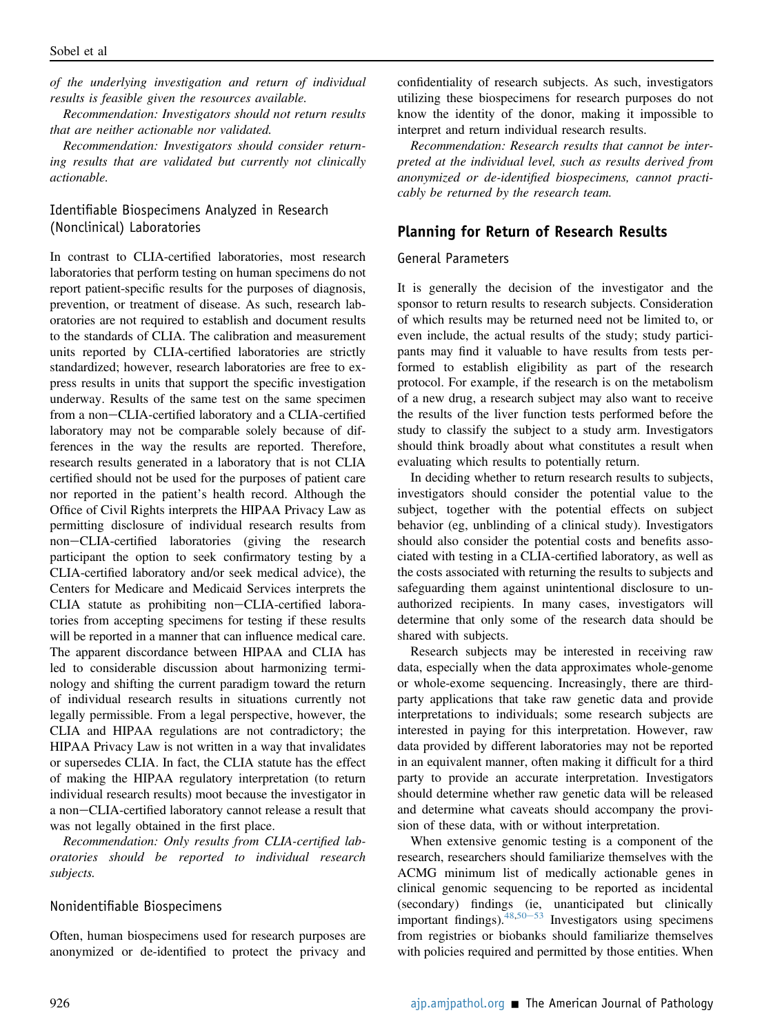*of the underlying investigation and return of individual results is feasible given the resources available.*

*Recommendation: Investigators should not return results that are neither actionable nor validated.*

*Recommendation: Investigators should consider returning results that are validated but currently not clinically actionable.*

### Identifiable Biospecimens Analyzed in Research (Nonclinical) Laboratories

In contrast to CLIA-certified laboratories, most research laboratories that perform testing on human specimens do not report patient-specific results for the purposes of diagnosis, prevention, or treatment of disease. As such, research laboratories are not required to establish and document results to the standards of CLIA. The calibration and measurement units reported by CLIA-certified laboratories are strictly standardized; however, research laboratories are free to express results in units that support the specific investigation underway. Results of the same test on the same specimen from a non−CLIA-certified laboratory and a CLIA-certified laboratory may not be comparable solely because of differences in the way the results are reported. Therefore, research results generated in a laboratory that is not CLIA certified should not be used for the purposes of patient care nor reported in the patient's health record. Although the Office of Civil Rights interprets the HIPAA Privacy Law as permitting disclosure of individual research results from non−CLIA-certified laboratories (giving the research participant the option to seek confirmatory testing by a CLIA-certified laboratory and/or seek medical advice), the Centers for Medicare and Medicaid Services interprets the CLIA statute as prohibiting non−CLIA-certified laboratories from accepting specimens for testing if these results will be reported in a manner that can influence medical care. The apparent discordance between HIPAA and CLIA has led to considerable discussion about harmonizing terminology and shifting the current paradigm toward the return of individual research results in situations currently not legally permissible. From a legal perspective, however, the CLIA and HIPAA regulations are not contradictory; the HIPAA Privacy Law is not written in a way that invalidates or supersedes CLIA. In fact, the CLIA statute has the effect of making the HIPAA regulatory interpretation (to return individual research results) moot because the investigator in a non−CLIA-certified laboratory cannot release a result that was not legally obtained in the first place.

*Recommendation: Only results from CLIA-certified laboratories should be reported to individual research subjects.*

### Nonidentifiable Biospecimens

Often, human biospecimens used for research purposes are anonymized or de-identified to protect the privacy and confidentiality of research subjects. As such, investigators utilizing these biospecimens for research purposes do not know the identity of the donor, making it impossible to interpret and return individual research results.

*Recommendation: Research results that cannot be interpreted at the individual level, such as results derived from anonymized or de-identified biospecimens, cannot practicably be returned by the research team.*

## Planning for Return of Research Results

### General Parameters

It is generally the decision of the investigator and the sponsor to return results to research subjects. Consideration of which results may be returned need not be limited to, or even include, the actual results of the study; study participants may find it valuable to have results from tests performed to establish eligibility as part of the research protocol. For example, if the research is on the metabolism of a new drug, a research subject may also want to receive the results of the liver function tests performed before the study to classify the subject to a study arm. Investigators should think broadly about what constitutes a result when evaluating which results to potentially return.

In deciding whether to return research results to subjects, investigators should consider the potential value to the subject, together with the potential effects on subject behavior (eg, unblinding of a clinical study). Investigators should also consider the potential costs and benefits associated with testing in a CLIA-certified laboratory, as well as the costs associated with returning the results to subjects and safeguarding them against unintentional disclosure to unauthorized recipients. In many cases, investigators will determine that only some of the research data should be shared with subjects.

Research subjects may be interested in receiving raw data, especially when the data approximates whole-genome or whole-exome sequencing. Increasingly, there are third-party applications that take raw genetic data and provide interpretations to individuals; some research subjects are interested in paying for this interpretation. However, raw data provided by different laboratories may not be reported in an equivalent manner, often making it difficult for a third party to provide an accurate interpretation. Investigators should determine whether raw genetic data will be released and determine what caveats should accompany the provision of these data, with or without interpretation.

When extensive genomic testing is a component of the research, researchers should familiarize themselves with the ACMG minimum list of medically actionable genes in clinical genomic sequencing to be reported as incidental (secondary) findings (ie, unanticipated but clinically important findings).[48,50−53] Investigators using specimens from registries or biobanks should familiarize themselves with policies required and permitted by those entities. When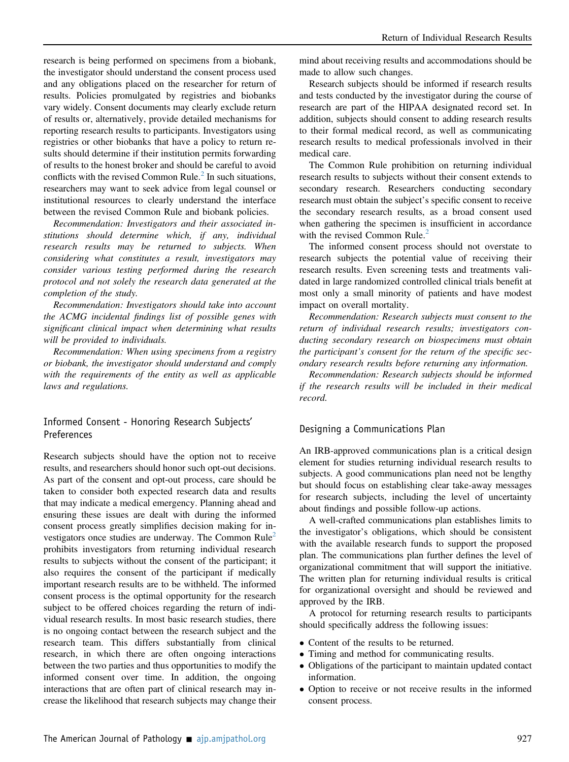research is being performed on specimens from a biobank, the investigator should understand the consent process used and any obligations placed on the researcher for return of results. Policies promulgated by registries and biobanks vary widely. Consent documents may clearly exclude return of results or, alternatively, provide detailed mechanisms for reporting research results to participants. Investigators using registries or other biobanks that have a policy to return results should determine if their institution permits forwarding of results to the honest broker and should be careful to avoid conflicts with the revised Common Rule.[2] In such situations, researchers may want to seek advice from legal counsel or institutional resources to clearly understand the interface between the revised Common Rule and biobank policies.

*Recommendation: Investigators and their associated institutions should determine which, if any, individual research results may be returned to subjects. When considering what constitutes a result, investigators may consider various testing performed during the research protocol and not solely the research data generated at the completion of the study.*

*Recommendation: Investigators should take into account the ACMG incidental findings list of possible genes with significant clinical impact when determining what results will be provided to individuals.*

*Recommendation: When using specimens from a registry or biobank, the investigator should understand and comply with the requirements of the entity as well as applicable laws and regulations.*

## Informed Consent - Honoring Research Subjects' Preferences

Research subjects should have the option not to receive results, and researchers should honor such opt-out decisions. As part of the consent and opt-out process, care should be taken to consider both expected research data and results that may indicate a medical emergency. Planning ahead and ensuring these issues are dealt with during the informed consent process greatly simplifies decision making for investigators once studies are underway. The Common Rule[2] prohibits investigators from returning individual research results to subjects without the consent of the participant; it also requires the consent of the participant if medically important research results are to be withheld. The informed consent process is the optimal opportunity for the research subject to be offered choices regarding the return of individual research results. In most basic research studies, there is no ongoing contact between the research subject and the research team. This differs substantially from clinical research, in which there are often ongoing interactions between the two parties and thus opportunities to modify the informed consent over time. In addition, the ongoing interactions that are often part of clinical research may increase the likelihood that research subjects may change their mind about receiving results and accommodations should be made to allow such changes.

Research subjects should be informed if research results and tests conducted by the investigator during the course of research are part of the HIPAA designated record set. In addition, subjects should consent to adding research results to their formal medical record, as well as communicating research results to medical professionals involved in their medical care.

The Common Rule prohibition on returning individual research results to subjects without their consent extends to secondary research. Researchers conducting secondary research must obtain the subject's specific consent to receive the secondary research results, as a broad consent used when gathering the specimen is insufficient in accordance with the revised Common Rule.[2]

The informed consent process should not overstate to research subjects the potential value of receiving their research results. Even screening tests and treatments validated in large randomized controlled clinical trials benefit at most only a small minority of patients and have modest impact on overall mortality.

*Recommendation: Research subjects must consent to the return of individual research results; investigators conducting secondary research on biospecimens must obtain the participant's consent for the return of the specific secondary research results before returning any information.*

*Recommendation: Research subjects should be informed if the research results will be included in their medical record.*

## Designing a Communications Plan

An IRB-approved communications plan is a critical design element for studies returning individual research results to subjects. A good communications plan need not be lengthy but should focus on establishing clear take-away messages for research subjects, including the level of uncertainty about findings and possible follow-up actions.

A well-crafted communications plan establishes limits to the investigator's obligations, which should be consistent with the available research funds to support the proposed plan. The communications plan further defines the level of organizational commitment that will support the initiative. The written plan for returning individual results is critical for organizational oversight and should be reviewed and approved by the IRB.

A protocol for returning research results to participants should specifically address the following issues:

- Content of the results to be returned.
- Timing and method for communicating results.
- Obligations of the participant to maintain updated contact information.
- Option to receive or not receive results in the informed consent process.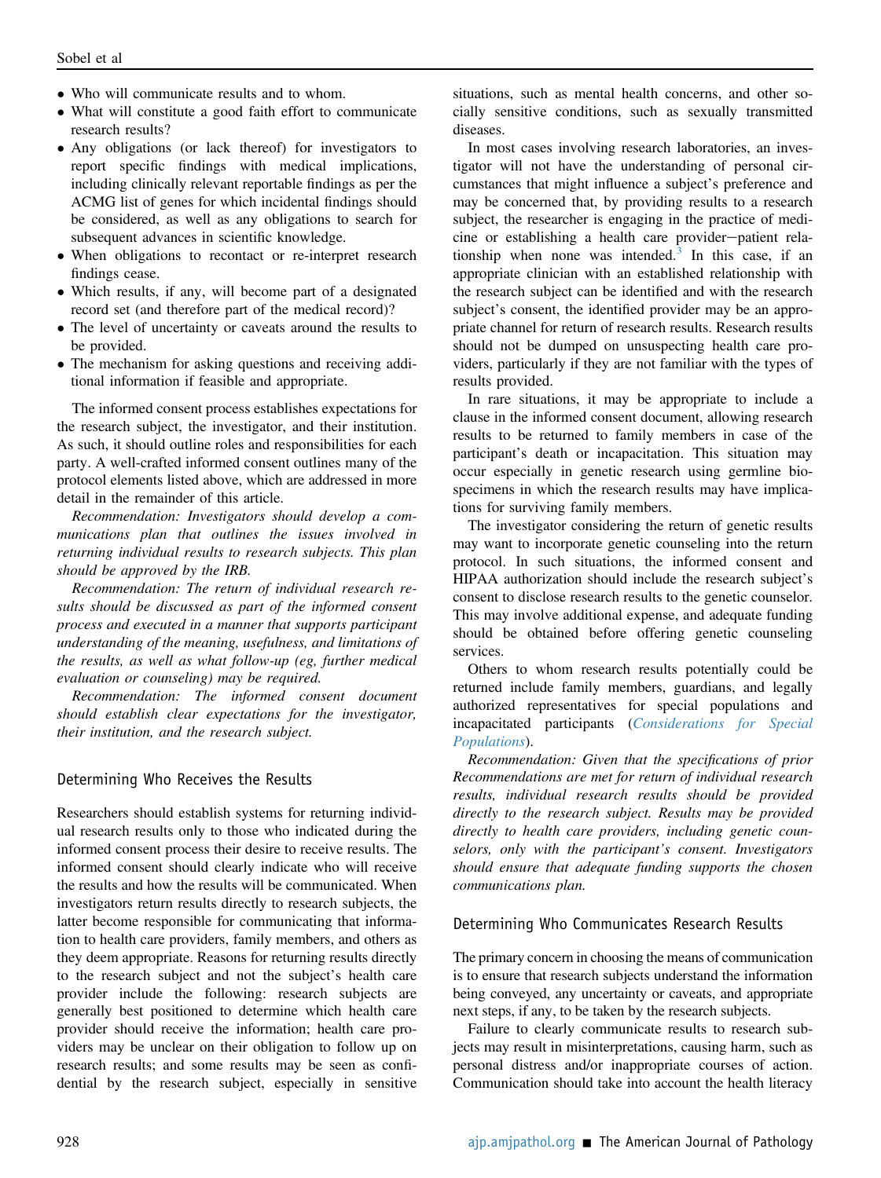- Who will communicate results and to whom.
- What will constitute a good faith effort to communicate research results?
- Any obligations (or lack thereof) for investigators to report specific findings with medical implications, including clinically relevant reportable findings as per the ACMG list of genes for which incidental findings should be considered, as well as any obligations to search for subsequent advances in scientific knowledge.
- When obligations to recontact or re-interpret research findings cease.
- Which results, if any, will become part of a designated record set (and therefore part of the medical record)?
- The level of uncertainty or caveats around the results to be provided.
- The mechanism for asking questions and receiving additional information if feasible and appropriate.

The informed consent process establishes expectations for the research subject, the investigator, and their institution. As such, it should outline roles and responsibilities for each party. A well-crafted informed consent outlines many of the protocol elements listed above, which are addressed in more detail in the remainder of this article.

*Recommendation: Investigators should develop a communications plan that outlines the issues involved in returning individual results to research subjects. This plan should be approved by the IRB.*

*Recommendation: The return of individual research results should be discussed as part of the informed consent process and executed in a manner that supports participant understanding of the meaning, usefulness, and limitations of the results, as well as what follow-up (eg, further medical evaluation or counseling) may be required.*

*Recommendation: The informed consent document should establish clear expectations for the investigator, their institution, and the research subject.*

## Determining Who Receives the Results

Researchers should establish systems for returning individual research results only to those who indicated during the informed consent process their desire to receive results. The informed consent should clearly indicate who will receive the results and how the results will be communicated. When investigators return results directly to research subjects, the latter become responsible for communicating that information to health care providers, family members, and others as they deem appropriate. Reasons for returning results directly to the research subject and not the subject's health care provider include the following: research subjects are generally best positioned to determine which health care provider should receive the information; health care providers may be unclear on their obligation to follow up on research results; and some results may be seen as confidential by the research subject, especially in sensitive situations, such as mental health concerns, and other socially sensitive conditions, such as sexually transmitted diseases.

In most cases involving research laboratories, an investigator will not have the understanding of personal circumstances that might influence a subject's preference and may be concerned that, by providing results to a research subject, the researcher is engaging in the practice of medicine or establishing a health care provider–patient relationship when none was intended.[3] In this case, if an appropriate clinician with an established relationship with the research subject can be identified and with the research subject's consent, the identified provider may be an appropriate channel for return of research results. Research results should not be dumped on unsuspecting health care providers, particularly if they are not familiar with the types of results provided.

In rare situations, it may be appropriate to include a clause in the informed consent document, allowing research results to be returned to family members in case of the participant's death or incapacitation. This situation may occur especially in genetic research using germline biospecimens in which the research results may have implications for surviving family members.

The investigator considering the return of genetic results may want to incorporate genetic counseling into the return protocol. In such situations, the informed consent and HIPAA authorization should include the research subject's consent to disclose research results to the genetic counselor. This may involve additional expense, and adequate funding should be obtained before offering genetic counseling services.

Others to whom research results potentially could be returned include family members, guardians, and legally authorized representatives for special populations and incapacitated participants (*Considerations for Special Populations*).

*Recommendation: Given that the specifications of prior Recommendations are met for return of individual research results, individual research results should be provided directly to the research subject. Results may be provided directly to health care providers, including genetic counselors, only with the participant's consent. Investigators should ensure that adequate funding supports the chosen communications plan.*

## Determining Who Communicates Research Results

The primary concern in choosing the means of communication is to ensure that research subjects understand the information being conveyed, any uncertainty or caveats, and appropriate next steps, if any, to be taken by the research subjects.

Failure to clearly communicate results to research subjects may result in misinterpretations, causing harm, such as personal distress and/or inappropriate courses of action. Communication should take into account the health literacy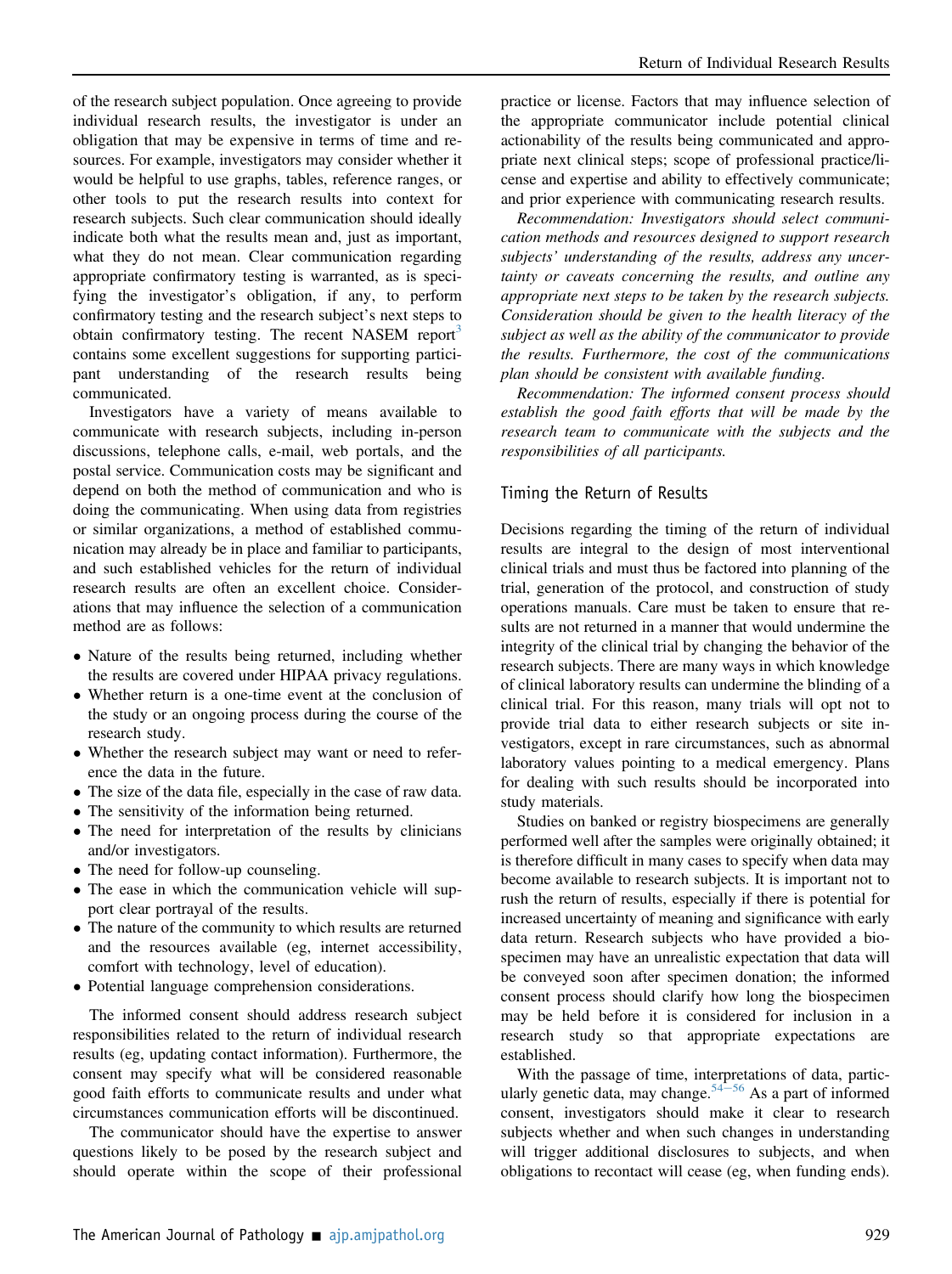of the research subject population. Once agreeing to provide individual research results, the investigator is under an obligation that may be expensive in terms of time and resources. For example, investigators may consider whether it would be helpful to use graphs, tables, reference ranges, or other tools to put the research results into context for research subjects. Such clear communication should ideally indicate both what the results mean and, just as important, what they do not mean. Clear communication regarding appropriate confirmatory testing is warranted, as is specifying the investigator's obligation, if any, to perform confirmatory testing and the research subject's next steps to obtain confirmatory testing. The recent NASEM report[3] contains some excellent suggestions for supporting participant understanding of the research results being communicated.

Investigators have a variety of means available to communicate with research subjects, including in-person discussions, telephone calls, e-mail, web portals, and the postal service. Communication costs may be significant and depend on both the method of communication and who is doing the communicating. When using data from registries or similar organizations, a method of established communication may already be in place and familiar to participants, and such established vehicles for the return of individual research results are often an excellent choice. Considerations that may influence the selection of a communication method are as follows:

- Nature of the results being returned, including whether the results are covered under HIPAA privacy regulations.
- Whether return is a one-time event at the conclusion of the study or an ongoing process during the course of the research study.
- Whether the research subject may want or need to reference the data in the future.
- The size of the data file, especially in the case of raw data.
- The sensitivity of the information being returned.
- The need for interpretation of the results by clinicians and/or investigators.
- The need for follow-up counseling.
- The ease in which the communication vehicle will support clear portrayal of the results.
- The nature of the community to which results are returned and the resources available (eg, internet accessibility, comfort with technology, level of education).
- Potential language comprehension considerations.

The informed consent should address research subject responsibilities related to the return of individual research results (eg, updating contact information). Furthermore, the consent may specify what will be considered reasonable good faith efforts to communicate results and under what circumstances communication efforts will be discontinued.

The communicator should have the expertise to answer questions likely to be posed by the research subject and should operate within the scope of their professional practice or license. Factors that may influence selection of the appropriate communicator include potential clinical actionability of the results being communicated and appropriate next clinical steps; scope of professional practice/license and expertise and ability to effectively communicate; and prior experience with communicating research results.

*Recommendation: Investigators should select communication methods and resources designed to support research subjects' understanding of the results, address any uncertainty or caveats concerning the results, and outline any appropriate next steps to be taken by the research subjects. Consideration should be given to the health literacy of the subject as well as the ability of the communicator to provide the results. Furthermore, the cost of the communications plan should be consistent with available funding.*

*Recommendation: The informed consent process should establish the good faith efforts that will be made by the research team to communicate with the subjects and the responsibilities of all participants.*

## Timing the Return of Results

Decisions regarding the timing of the return of individual results are integral to the design of most interventional clinical trials and must thus be factored into planning of the trial, generation of the protocol, and construction of study operations manuals. Care must be taken to ensure that results are not returned in a manner that would undermine the integrity of the clinical trial by changing the behavior of the research subjects. There are many ways in which knowledge of clinical laboratory results can undermine the blinding of a clinical trial. For this reason, many trials will opt not to provide trial data to either research subjects or site investigators, except in rare circumstances, such as abnormal laboratory values pointing to a medical emergency. Plans for dealing with such results should be incorporated into study materials.

Studies on banked or registry biospecimens are generally performed well after the samples were originally obtained; it is therefore difficult in many cases to specify when data may become available to research subjects. It is important not to rush the return of results, especially if there is potential for increased uncertainty of meaning and significance with early data return. Research subjects who have provided a biospecimen may have an unrealistic expectation that data will be conveyed soon after specimen donation; the informed consent process should clarify how long the biospecimen may be held before it is considered for inclusion in a research study so that appropriate expectations are established.

With the passage of time, interpretations of data, particularly genetic data, may change.[54–56] As a part of informed consent, investigators should make it clear to research subjects whether and when such changes in understanding will trigger additional disclosures to subjects, and when obligations to recontact will cease (eg, when funding ends).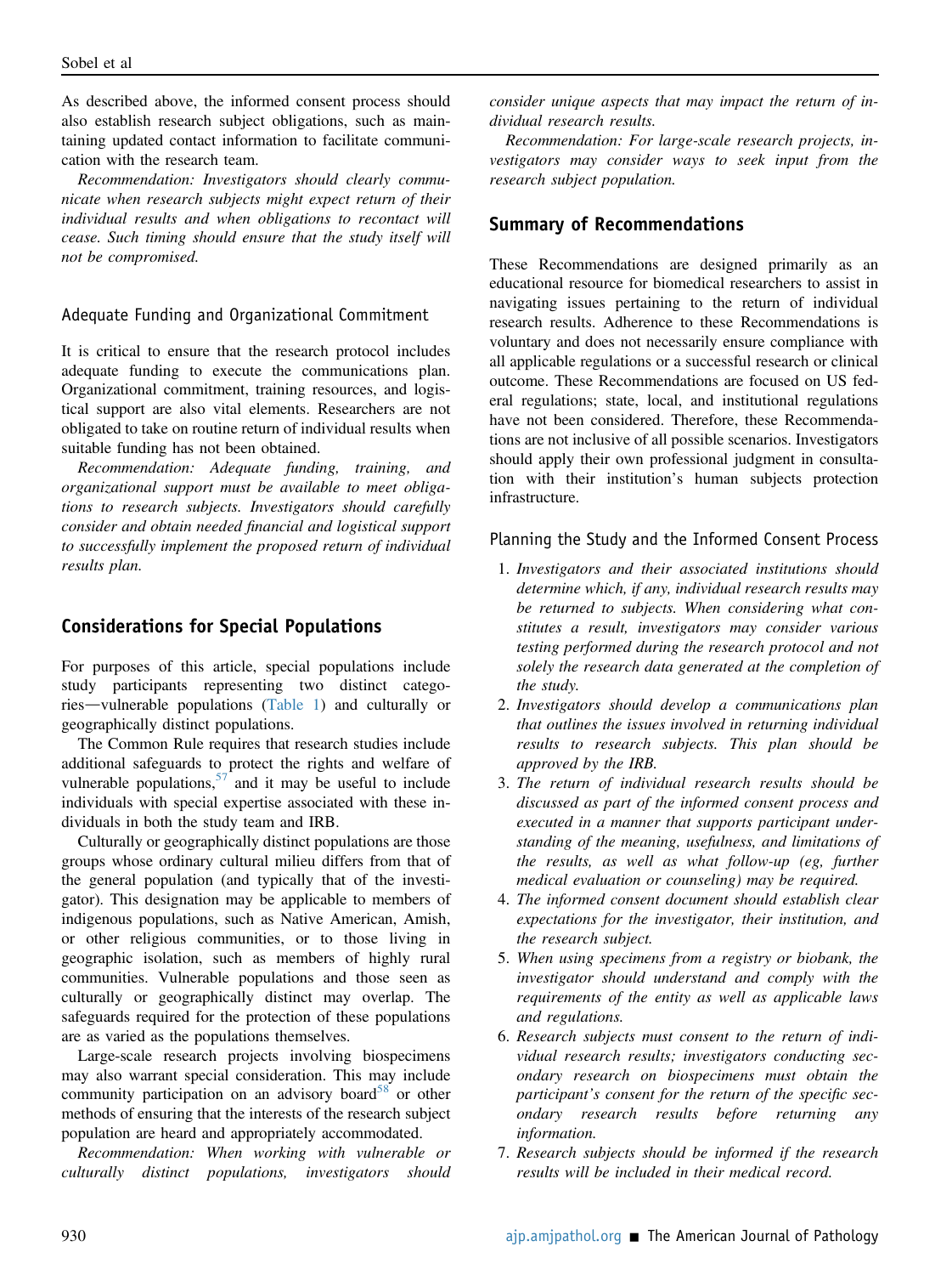As described above, the informed consent process should also establish research subject obligations, such as maintaining updated contact information to facilitate communication with the research team.

*Recommendation: Investigators should clearly communicate when research subjects might expect return of their individual results and when obligations to recontact will cease. Such timing should ensure that the study itself will not be compromised.*

### Adequate Funding and Organizational Commitment

It is critical to ensure that the research protocol includes adequate funding to execute the communications plan. Organizational commitment, training resources, and logistical support are also vital elements. Researchers are not obligated to take on routine return of individual results when suitable funding has not been obtained.

*Recommendation: Adequate funding, training, and organizational support must be available to meet obligations to research subjects. Investigators should carefully consider and obtain needed financial and logistical support to successfully implement the proposed return of individual results plan.*

## Considerations for Special Populations

For purposes of this article, special populations include study participants representing two distinct categories—vulnerable populations (Table 1) and culturally or geographically distinct populations.

The Common Rule requires that research studies include additional safeguards to protect the rights and welfare of vulnerable populations,[57] and it may be useful to include individuals with special expertise associated with these individuals in both the study team and IRB.

Culturally or geographically distinct populations are those groups whose ordinary cultural milieu differs from that of the general population (and typically that of the investigator). This designation may be applicable to members of indigenous populations, such as Native American, Amish, or other religious communities, or to those living in geographic isolation, such as members of highly rural communities. Vulnerable populations and those seen as culturally or geographically distinct may overlap. The safeguards required for the protection of these populations are as varied as the populations themselves.

Large-scale research projects involving biospecimens may also warrant special consideration. This may include community participation on an advisory board[58] or other methods of ensuring that the interests of the research subject population are heard and appropriately accommodated.

*Recommendation: When working with vulnerable or culturally distinct populations, investigators should consider unique aspects that may impact the return of individual research results.*

*Recommendation: For large-scale research projects, investigators may consider ways to seek input from the research subject population.*

## Summary of Recommendations

These Recommendations are designed primarily as an educational resource for biomedical researchers to assist in navigating issues pertaining to the return of individual research results. Adherence to these Recommendations is voluntary and does not necessarily ensure compliance with all applicable regulations or a successful research or clinical outcome. These Recommendations are focused on US federal regulations; state, local, and institutional regulations have not been considered. Therefore, these Recommendations are not inclusive of all possible scenarios. Investigators should apply their own professional judgment in consultation with their institution's human subjects protection infrastructure.

### Planning the Study and the Informed Consent Process

1. *Investigators and their associated institutions should determine which, if any, individual research results may be returned to subjects. When considering what constitutes a result, investigators may consider various testing performed during the research protocol and not solely the research data generated at the completion of the study.*
2. *Investigators should develop a communications plan that outlines the issues involved in returning individual results to research subjects. This plan should be approved by the IRB.*
3. *The return of individual research results should be discussed as part of the informed consent process and executed in a manner that supports participant understanding of the meaning, usefulness, and limitations of the results, as well as what follow-up (eg, further medical evaluation or counseling) may be required.*
4. *The informed consent document should establish clear expectations for the investigator, their institution, and the research subject.*
5. *When using specimens from a registry or biobank, the investigator should understand and comply with the requirements of the entity as well as applicable laws and regulations.*
6. *Research subjects must consent to the return of individual research results; investigators conducting secondary research on biospecimens must obtain the participant's consent for the return of the specific secondary research results before returning any information.*
7. *Research subjects should be informed if the research results will be included in their medical record.*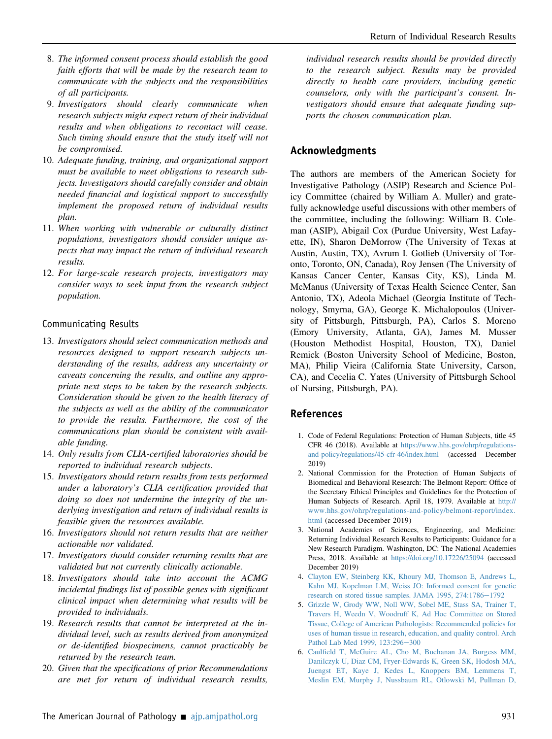8. *The informed consent process should establish the good faith efforts that will be made by the research team to communicate with the subjects and the responsibilities of all participants.*
9. *Investigators should clearly communicate when research subjects might expect return of their individual results and when obligations to recontact will cease. Such timing should ensure that the study itself will not be compromised.*
10. *Adequate funding, training, and organizational support must be available to meet obligations to research subjects. Investigators should carefully consider and obtain needed financial and logistical support to successfully implement the proposed return of individual results plan.*
11. *When working with vulnerable or culturally distinct populations, investigators should consider unique aspects that may impact the return of individual research results.*
12. *For large-scale research projects, investigators may consider ways to seek input from the research subject population.*

### Communicating Results

13. *Investigators should select communication methods and resources designed to support research subjects understanding of the results, address any uncertainty or caveats concerning the results, and outline any appropriate next steps to be taken by the research subjects. Consideration should be given to the health literacy of the subjects as well as the ability of the communicator to provide the results. Furthermore, the cost of the communications plan should be consistent with available funding.*
14. *Only results from CLIA-certified laboratories should be reported to individual research subjects.*
15. *Investigators should return results from tests performed under a laboratory's CLIA certification provided that doing so does not undermine the integrity of the underlying investigation and return of individual results is feasible given the resources available.*
16. *Investigators should not return results that are neither actionable nor validated.*
17. *Investigators should consider returning results that are validated but not currently clinically actionable.*
18. *Investigators should take into account the ACMG incidental findings list of possible genes with significant clinical impact when determining what results will be provided to individuals.*
19. *Research results that cannot be interpreted at the individual level, such as results derived from anonymized or de-identified biospecimens, cannot practicably be returned by the research team.*
20. *Given that the specifications of prior Recommendations are met for return of individual research results, individual research results should be provided directly to the research subject. Results may be provided directly to health care providers, including genetic counselors, only with the participant's consent. Investigators should ensure that adequate funding supports the chosen communication plan.*

## Acknowledgments

The authors are members of the American Society for Investigative Pathology (ASIP) Research and Science Policy Committee (chaired by William A. Muller) and gratefully acknowledge useful discussions with other members of the committee, including the following: William B. Coleman (ASIP), Abigail Cox (Purdue University, West Lafayette, IN), Sharon DeMorrow (The University of Texas at Austin, Austin, TX), Avrum I. Gotlieb (University of Toronto, Toronto, ON, Canada), Roy Jensen (The University of Kansas Cancer Center, Kansas City, KS), Linda M. McManus (University of Texas Health Science Center, San Antonio, TX), Adeola Michael (Georgia Institute of Technology, Smyrna, GA), George K. Michalopoulos (University of Pittsburgh, Pittsburgh, PA), Carlos S. Moreno (Emory University, Atlanta, GA), James M. Musser (Houston Methodist Hospital, Houston, TX), Daniel Remick (Boston University School of Medicine, Boston, MA), Philip Vieira (California State University, Carson, CA), and Cecelia C. Yates (University of Pittsburgh School of Nursing, Pittsburgh, PA).

## References

1. Code of Federal Regulations: Protection of Human Subjects, title 45 CFR 46 (2018). Available at https://www.hhs.gov/ohrp/regulations-and-policy/regulations/45-cfr-46/index.html (accessed December 2019)
2. National Commission for the Protection of Human Subjects of Biomedical and Behavioral Research: The Belmont Report: Office of the Secretary Ethical Principles and Guidelines for the Protection of Human Subjects of Research. April 18, 1979. Available at http://www.hhs.gov/ohrp/regulations-and-policy/belmont-report/index.html (accessed December 2019)
3. National Academies of Sciences, Engineering, and Medicine: Returning Individual Research Results to Participants: Guidance for a New Research Paradigm. Washington, DC: The National Academies Press, 2018. Available at https://doi.org/10.17226/25094 (accessed December 2019)
4. Clayton EW, Steinberg KK, Khoury MJ, Thomson E, Andrews L, Kahn MJ, Kopelman LM, Weiss JO: Informed consent for genetic research on stored tissue samples. JAMA 1995, 274:1786–1792
5. Grizzle W, Grody WW, Noll WW, Sobel ME, Stass SA, Trainer T, Travers H, Weedn V, Woodruff K, Ad Hoc Committee on Stored Tissue, College of American Pathologists: Recommended policies for uses of human tissue in research, education, and quality control. Arch Pathol Lab Med 1999, 123:296–300
6. Caulfield T, McGuire AL, Cho M, Buchanan JA, Burgess MM, Danilczyk U, Diaz CM, Fryer-Edwards K, Green SK, Hodosh MA, Juengst ET, Kaye J, Kedes L, Knoppers BM, Lemmens T, Meslin EM, Murphy J, Nussbaum RL, Otlowski M, Pullman D,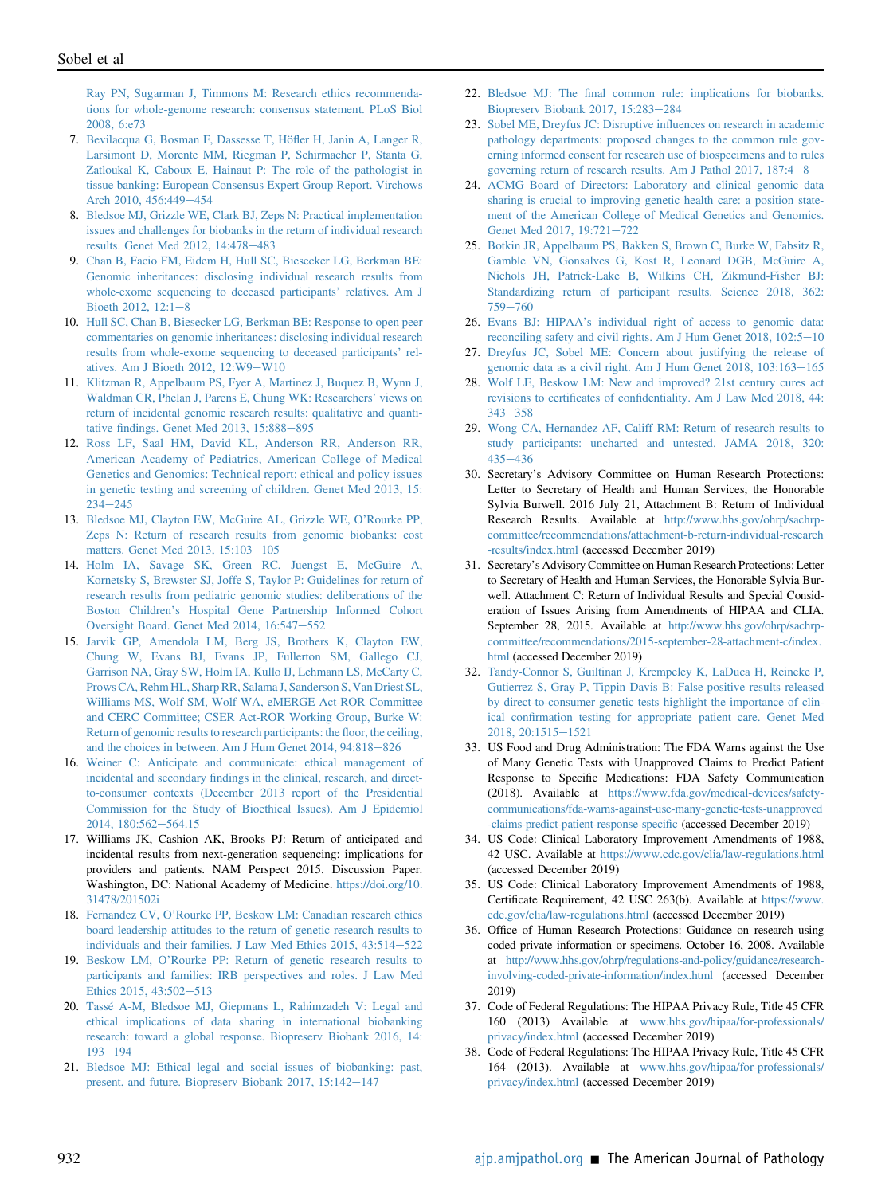Ray PN, Sugarman J, Timmons M: Research ethics recommendations for whole-genome research: consensus statement. PLoS Biol 2008, 6:e73

7. Bevilacqua G, Bosman F, Dassesse T, Höfler H, Janin A, Langer R, Larsimont D, Morente MM, Riegman P, Schirmacher P, Stanta G, Zatloukal K, Caboux E, Hainaut P: The role of the pathologist in tissue banking: European Consensus Expert Group Report. Virchows Arch 2010, 456:449–454
8. Bledsoe MJ, Grizzle WE, Clark BJ, Zeps N: Practical implementation issues and challenges for biobanks in the return of individual research results. Genet Med 2012, 14:478–483
9. Chan B, Facio FM, Eidem H, Hull SC, Biesecker LG, Berkman BE: Genomic inheritances: disclosing individual research results from whole-exome sequencing to deceased participants' relatives. Am J Bioeth 2012, 12:1–8
10. Hull SC, Chan B, Biesecker LG, Berkman BE: Response to open peer commentaries on genomic inheritances: disclosing individual research results from whole-exome sequencing to deceased participants' relatives. Am J Bioeth 2012, 12:W9–W10
11. Klitzman R, Appelbaum PS, Fyer A, Martinez J, Buquez B, Wynn J, Waldman CR, Phelan J, Parens E, Chung WK: Researchers' views on return of incidental genomic research results: qualitative and quantitative findings. Genet Med 2013, 15:888–895
12. Ross LF, Saal HM, David KL, Anderson RR, Anderson RR, American Academy of Pediatrics, American College of Medical Genetics and Genomics: Technical report: ethical and policy issues in genetic testing and screening of children. Genet Med 2013, 15: 234–245
13. Bledsoe MJ, Clayton EW, McGuire AL, Grizzle WE, O'Rourke PP, Zeps N: Return of research results from genomic biobanks: cost matters. Genet Med 2013, 15:103–105
14. Holm IA, Savage SK, Green RC, Juengst E, McGuire A, Kornetsky S, Brewster SJ, Joffe S, Taylor P: Guidelines for return of research results from pediatric genomic studies: deliberations of the Boston Children's Hospital Gene Partnership Informed Cohort Oversight Board. Genet Med 2014, 16:547–552
15. Jarvik GP, Amendola LM, Berg JS, Brothers K, Clayton EW, Chung W, Evans BJ, Evans JP, Fullerton SM, Gallego CJ, Garrison NA, Gray SW, Holm IA, Kullo IJ, Lehmann LS, McCarty C, Prows CA, Rehm HL, Sharp RR, Salama J, Sanderson S, Van Driest SL, Williams MS, Wolf SM, Wolf WA, eMERGE Act-ROR Committee and CERC Committee; CSER Act-ROR Working Group, Burke W: Return of genomic results to research participants: the floor, the ceiling, and the choices in between. Am J Hum Genet 2014, 94:818–826
16. Weiner C: Anticipate and communicate: ethical management of incidental and secondary findings in the clinical, research, and direct-to-consumer contexts (December 2013 report of the Presidential Commission for the Study of Bioethical Issues). Am J Epidemiol 2014, 180:562–564.15
17. Williams JK, Cashion AK, Brooks PJ: Return of anticipated and incidental results from next-generation sequencing: implications for providers and patients. NAM Perspect 2015. Discussion Paper. Washington, DC: National Academy of Medicine. https://doi.org/10.31478/201502i
18. Fernandez CV, O'Rourke PP, Beskow LM: Canadian research ethics board leadership attitudes to the return of genetic research results to individuals and their families. J Law Med Ethics 2015, 43:514–522
19. Beskow LM, O'Rourke PP: Return of genetic research results to participants and families: IRB perspectives and roles. J Law Med Ethics 2015, 43:502–513
20. Tassé A-M, Bledsoe MJ, Giepmans L, Rahimzadeh V: Legal and ethical implications of data sharing in international biobanking research: toward a global response. Biopreserv Biobank 2016, 14: 193–194
21. Bledsoe MJ: Ethical legal and social issues of biobanking: past, present, and future. Biopreserv Biobank 2017, 15:142–147
22. Bledsoe MJ: The final common rule: implications for biobanks. Biopreserv Biobank 2017, 15:283–284
23. Sobel ME, Dreyfus JC: Disruptive influences on research in academic pathology departments: proposed changes to the common rule governing informed consent for research use of biospecimens and to rules governing return of research results. Am J Pathol 2017, 187:4–8
24. ACMG Board of Directors: Laboratory and clinical genomic data sharing is crucial to improving genetic health care: a position statement of the American College of Medical Genetics and Genomics. Genet Med 2017, 19:721–722
25. Botkin JR, Appelbaum PS, Bakken S, Brown C, Burke W, Fabsitz R, Gamble VN, Gonsalves G, Kost R, Leonard DGB, McGuire A, Nichols JH, Patrick-Lake B, Wilkins CH, Zikmund-Fisher BJ: Standardizing return of participant results. Science 2018, 362: 759–760
26. Evans BJ: HIPAA's individual right of access to genomic data: reconciling safety and civil rights. Am J Hum Genet 2018, 102:5–10
27. Dreyfus JC, Sobel ME: Concern about justifying the release of genomic data as a civil right. Am J Hum Genet 2018, 103:163–165
28. Wolf LE, Beskow LM: New and improved? 21st century cures act revisions to certificates of confidentiality. Am J Law Med 2018, 44: 343–358
29. Wong CA, Hernandez AF, Califf RM: Return of research results to study participants: uncharted and untested. JAMA 2018, 320: 435–436
30. Secretary's Advisory Committee on Human Research Protections: Letter to Secretary of Health and Human Services, the Honorable Sylvia Burwell. 2016 July 21, Attachment B: Return of Individual Research Results. Available at http://www.hhs.gov/ohrp/sachrp-committee/recommendations/attachment-b-return-individual-research-results/index.html (accessed December 2019)
31. Secretary's Advisory Committee on Human Research Protections: Letter to Secretary of Health and Human Services, the Honorable Sylvia Burwell. Attachment C: Return of Individual Results and Special Consideration of Issues Arising from Amendments of HIPAA and CLIA. September 28, 2015. Available at http://www.hhs.gov/ohrp/sachrp-committee/recommendations/2015-september-28-attachment-c/index.html (accessed December 2019)
32. Tandy-Connor S, Guiltinan J, Krempeley K, LaDuca H, Reineke P, Gutierrez S, Gray P, Tippin Davis B: False-positive results released by direct-to-consumer genetic tests highlight the importance of clinical confirmation testing for appropriate patient care. Genet Med 2018, 20:1515–1521
33. US Food and Drug Administration: The FDA Warns against the Use of Many Genetic Tests with Unapproved Claims to Predict Patient Response to Specific Medications: FDA Safety Communication (2018). Available at https://www.fda.gov/medical-devices/safety-communications/fda-warns-against-use-many-genetic-tests-unapproved-claims-predict-patient-response-specific (accessed December 2019)
34. US Code: Clinical Laboratory Improvement Amendments of 1988, 42 USC. Available at https://www.cdc.gov/clia/law-regulations.html (accessed December 2019)
35. US Code: Clinical Laboratory Improvement Amendments of 1988, Certificate Requirement, 42 USC 263(b). Available at https://www.cdc.gov/clia/law-regulations.html (accessed December 2019)
36. Office of Human Research Protections: Guidance on research using coded private information or specimens. October 16, 2008. Available at http://www.hhs.gov/ohrp/regulations-and-policy/guidance/research-involving-coded-private-information/index.html (accessed December 2019)
37. Code of Federal Regulations: The HIPAA Privacy Rule, Title 45 CFR 160 (2013) Available at www.hhs.gov/hipaa/for-professionals/privacy/index.html (accessed December 2019)
38. Code of Federal Regulations: The HIPAA Privacy Rule, Title 45 CFR 164 (2013). Available at www.hhs.gov/hipaa/for-professionals/privacy/index.html (accessed December 2019)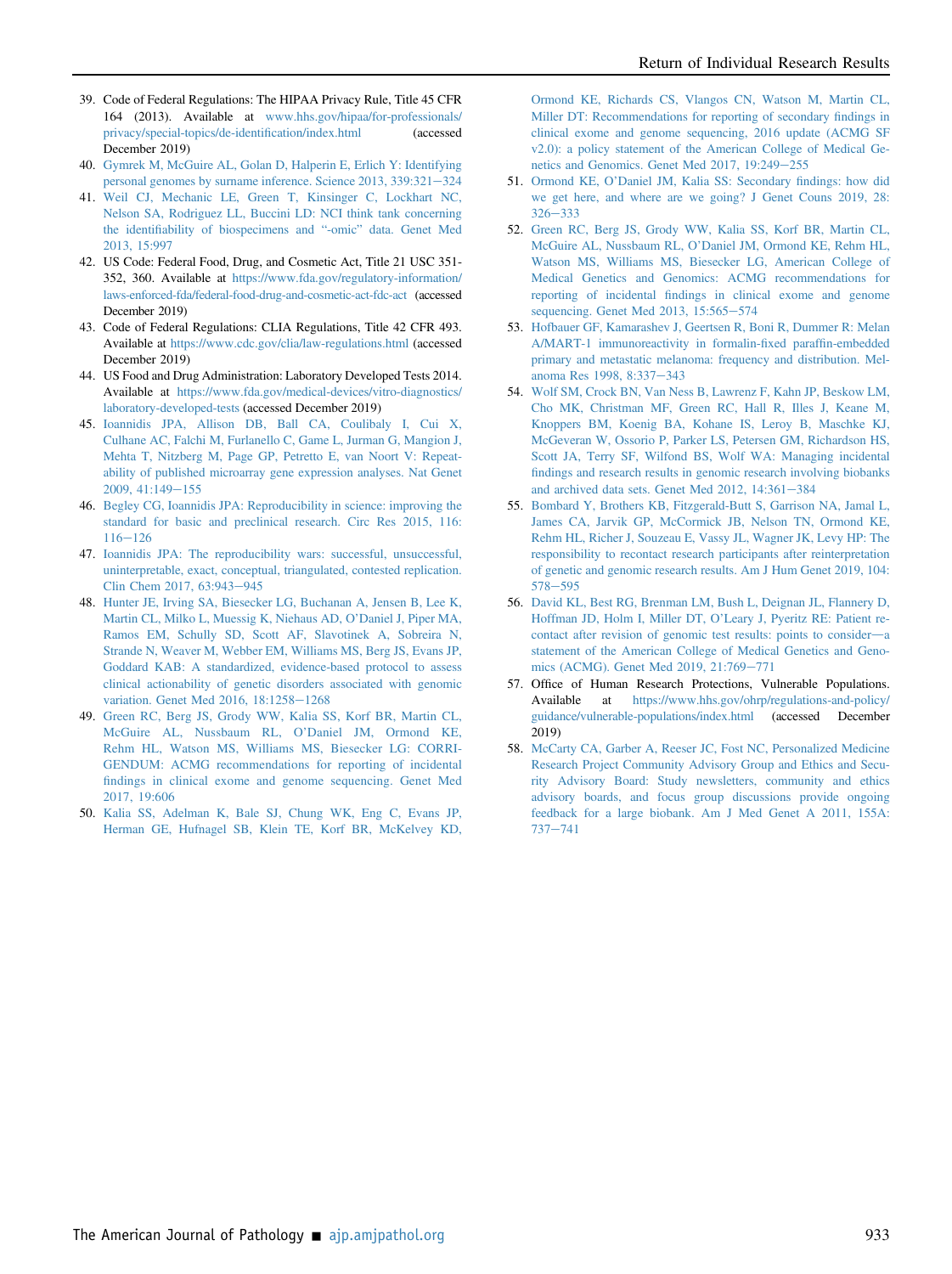39. Code of Federal Regulations: The HIPAA Privacy Rule, Title 45 CFR 164 (2013). Available at www.hhs.gov/hipaa/for-professionals/privacy/special-topics/de-identification/index.html (accessed December 2019)
40. Gymrek M, McGuire AL, Golan D, Halperin E, Erlich Y: Identifying personal genomes by surname inference. Science 2013, 339:321−324
41. Weil CJ, Mechanic LE, Green T, Kinsinger C, Lockhart NC, Nelson SA, Rodriguez LL, Buccini LD: NCI think tank concerning the identifiability of biospecimens and "-omic" data. Genet Med 2013, 15:997
42. US Code: Federal Food, Drug, and Cosmetic Act, Title 21 USC 351-352, 360. Available at https://www.fda.gov/regulatory-information/laws-enforced-fda/federal-food-drug-and-cosmetic-act-fdc-act (accessed December 2019)
43. Code of Federal Regulations: CLIA Regulations, Title 42 CFR 493. Available at https://www.cdc.gov/clia/law-regulations.html (accessed December 2019)
44. US Food and Drug Administration: Laboratory Developed Tests 2014. Available at https://www.fda.gov/medical-devices/vitro-diagnostics/laboratory-developed-tests (accessed December 2019)
45. Ioannidis JPA, Allison DB, Ball CA, Coulibaly I, Cui X, Culhane AC, Falchi M, Furlanello C, Game L, Jurman G, Mangion J, Mehta T, Nitzberg M, Page GP, Petretto E, van Noort V: Repeatability of published microarray gene expression analyses. Nat Genet 2009, 41:149−155
46. Begley CG, Ioannidis JPA: Reproducibility in science: improving the standard for basic and preclinical research. Circ Res 2015, 116: 116−126
47. Ioannidis JPA: The reproducibility wars: successful, unsuccessful, uninterpretable, exact, conceptual, triangulated, contested replication. Clin Chem 2017, 63:943−945
48. Hunter JE, Irving SA, Biesecker LG, Buchanan A, Jensen B, Lee K, Martin CL, Milko L, Muessig K, Niehaus AD, O'Daniel J, Piper MA, Ramos EM, Schully SD, Scott AF, Slavotinek A, Sobreira N, Strande N, Weaver M, Webber EM, Williams MS, Berg JS, Evans JP, Goddard KAB: A standardized, evidence-based protocol to assess clinical actionability of genetic disorders associated with genomic variation. Genet Med 2016, 18:1258−1268
49. Green RC, Berg JS, Grody WW, Kalia SS, Korf BR, Martin CL, McGuire AL, Nussbaum RL, O'Daniel JM, Ormond KE, Rehm HL, Watson MS, Williams MS, Biesecker LG: CORRIGENDUM: ACMG recommendations for reporting of incidental findings in clinical exome and genome sequencing. Genet Med 2017, 19:606
50. Kalia SS, Adelman K, Bale SJ, Chung WK, Eng C, Evans JP, Herman GE, Hufnagel SB, Klein TE, Korf BR, McKelvey KD, Ormond KE, Richards CS, Vlangos CN, Watson M, Martin CL, Miller DT: Recommendations for reporting of secondary findings in clinical exome and genome sequencing, 2016 update (ACMG SF v2.0): a policy statement of the American College of Medical Genetics and Genomics. Genet Med 2017, 19:249−255
51. Ormond KE, O'Daniel JM, Kalia SS: Secondary findings: how did we get here, and where are we going? J Genet Couns 2019, 28: 326−333
52. Green RC, Berg JS, Grody WW, Kalia SS, Korf BR, Martin CL, McGuire AL, Nussbaum RL, O'Daniel JM, Ormond KE, Rehm HL, Watson MS, Williams MS, Biesecker LG, American College of Medical Genetics and Genomics: ACMG recommendations for reporting of incidental findings in clinical exome and genome sequencing. Genet Med 2013, 15:565−574
53. Hofbauer GF, Kamarashev J, Geertsen R, Boni R, Dummer R: Melan A/MART-1 immunoreactivity in formalin-fixed paraffin-embedded primary and metastatic melanoma: frequency and distribution. Melanoma Res 1998, 8:337−343
54. Wolf SM, Crock BN, Van Ness B, Lawrenz F, Kahn JP, Beskow LM, Cho MK, Christman MF, Green RC, Hall R, Illes J, Keane M, Knoppers BM, Koenig BA, Kohane IS, Leroy B, Maschke KJ, McGeveran W, Ossorio P, Parker LS, Petersen GM, Richardson HS, Scott JA, Terry SF, Wilfond BS, Wolf WA: Managing incidental findings and research results in genomic research involving biobanks and archived data sets. Genet Med 2012, 14:361−384
55. Bombard Y, Brothers KB, Fitzgerald-Butt S, Garrison NA, Jamal L, James CA, Jarvik GP, McCormick JB, Nelson TN, Ormond KE, Rehm HL, Richer J, Souzeau E, Vassy JL, Wagner JK, Levy HP: The responsibility to recontact research participants after reinterpretation of genetic and genomic research results. Am J Hum Genet 2019, 104: 578−595
56. David KL, Best RG, Brenman LM, Bush L, Deignan JL, Flannery D, Hoffman JD, Holm I, Miller DT, O'Leary J, Pyeritz RE: Patient re-contact after revision of genomic test results: points to consider—a statement of the American College of Medical Genetics and Genomics (ACMG). Genet Med 2019, 21:769−771
57. Office of Human Research Protections, Vulnerable Populations. Available at https://www.hhs.gov/ohrp/regulations-and-policy/guidance/vulnerable-populations/index.html (accessed December 2019)
58. McCarty CA, Garber A, Reeser JC, Fost NC, Personalized Medicine Research Project Community Advisory Group and Ethics and Security Advisory Board: Study newsletters, community and ethics advisory boards, and focus group discussions provide ongoing feedback for a large biobank. Am J Med Genet A 2011, 155A: 737−741